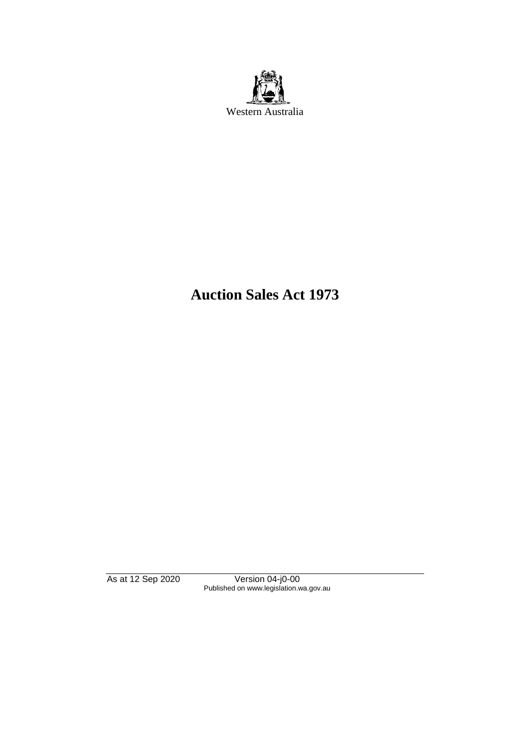Western Australia

# Auction Sales Act 1973

As at 12 Sep 2020 Version 04-j0-00
Published on www.legislation.wa.gov.au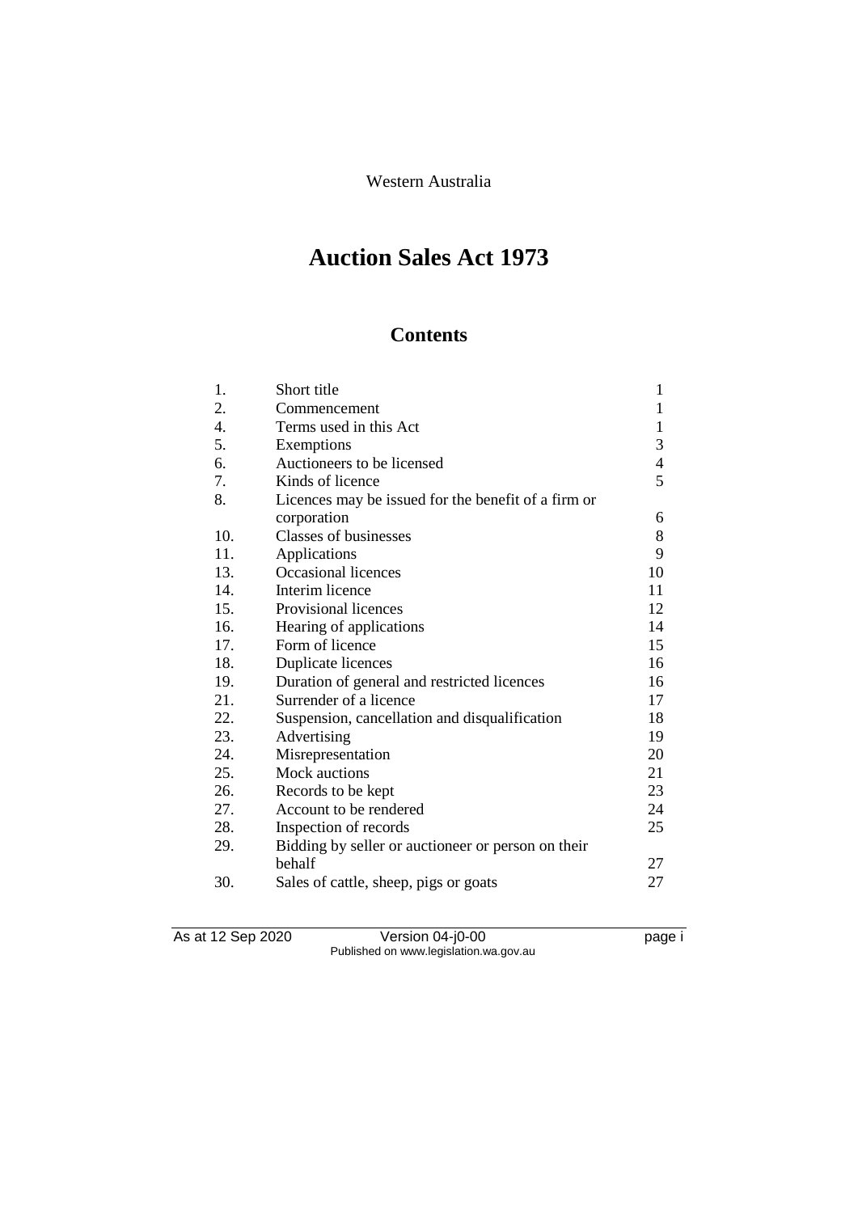Western Australia

# Auction Sales Act 1973

## Contents

| | | |
|---|---|---|
| 1. | Short title | 1 |
| 2. | Commencement | 1 |
| 4. | Terms used in this Act | 1 |
| 5. | Exemptions | 3 |
| 6. | Auctioneers to be licensed | 4 |
| 7. | Kinds of licence | 5 |
| 8. | Licences may be issued for the benefit of a firm or corporation | 6 |
| 10. | Classes of businesses | 8 |
| 11. | Applications | 9 |
| 13. | Occasional licences | 10 |
| 14. | Interim licence | 11 |
| 15. | Provisional licences | 12 |
| 16. | Hearing of applications | 14 |
| 17. | Form of licence | 15 |
| 18. | Duplicate licences | 16 |
| 19. | Duration of general and restricted licences | 16 |
| 21. | Surrender of a licence | 17 |
| 22. | Suspension, cancellation and disqualification | 18 |
| 23. | Advertising | 19 |
| 24. | Misrepresentation | 20 |
| 25. | Mock auctions | 21 |
| 26. | Records to be kept | 23 |
| 27. | Account to be rendered | 24 |
| 28. | Inspection of records | 25 |
| 29. | Bidding by seller or auctioneer or person on their behalf | 27 |
| 30. | Sales of cattle, sheep, pigs or goats | 27 |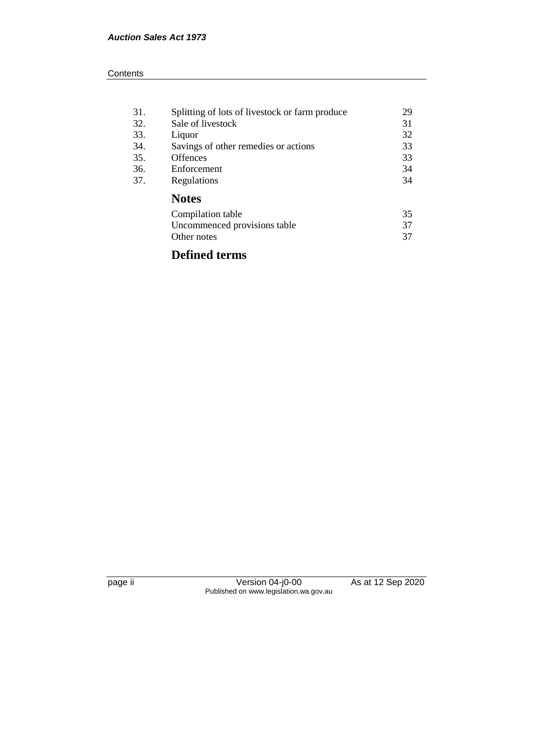| | | |
|---|---|---|
| 31. | Splitting of lots of livestock or farm produce | 29 |
| 32. | Sale of livestock | 31 |
| 33. | Liquor | 32 |
| 34. | Savings of other remedies or actions | 33 |
| 35. | Offences | 33 |
| 36. | Enforcement | 34 |
| 37. | Regulations | 34 |

## Notes

| | |
|---|---|
| Compilation table | 35 |
| Uncommenced provisions table | 37 |
| Other notes | 37 |

## Defined terms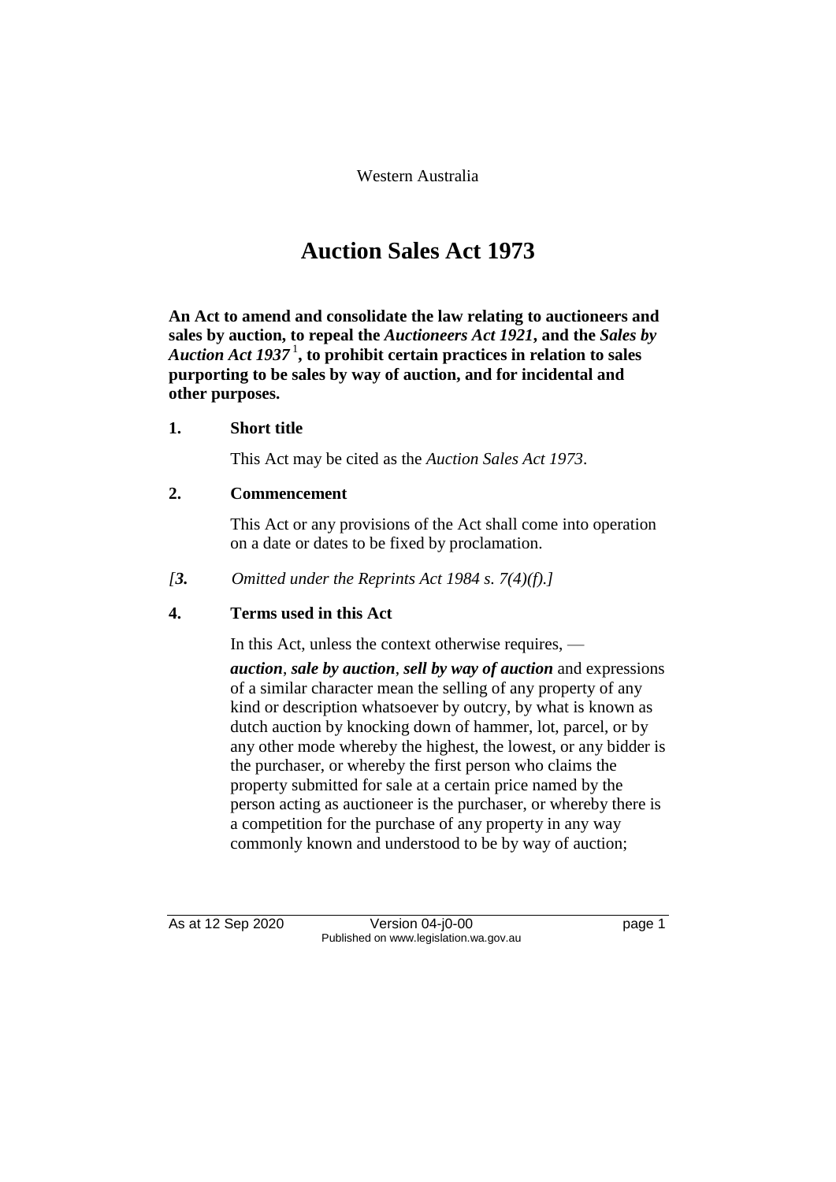Western Australia

# Auction Sales Act 1973

**An Act to amend and consolidate the law relating to auctioneers and sales by auction, to repeal the *Auctioneers Act 1921*, and the *Sales by Auction Act 1937* [1], to prohibit certain practices in relation to sales purporting to be sales by way of auction, and for incidental and other purposes.**

### 1. Short title

This Act may be cited as the *Auction Sales Act 1973*.

### 2. Commencement

This Act or any provisions of the Act shall come into operation on a date or dates to be fixed by proclamation.

*[3. Omitted under the Reprints Act 1984 s. 7(4)(f).]*

### 4. Terms used in this Act

In this Act, unless the context otherwise requires, —

***auction***, ***sale by auction***, ***sell by way of auction*** and expressions of a similar character mean the selling of any property of any kind or description whatsoever by outcry, by what is known as dutch auction by knocking down of hammer, lot, parcel, or by any other mode whereby the highest, the lowest, or any bidder is the purchaser, or whereby the first person who claims the property submitted for sale at a certain price named by the person acting as auctioneer is the purchaser, or whereby there is a competition for the purchase of any property in any way commonly known and understood to be by way of auction;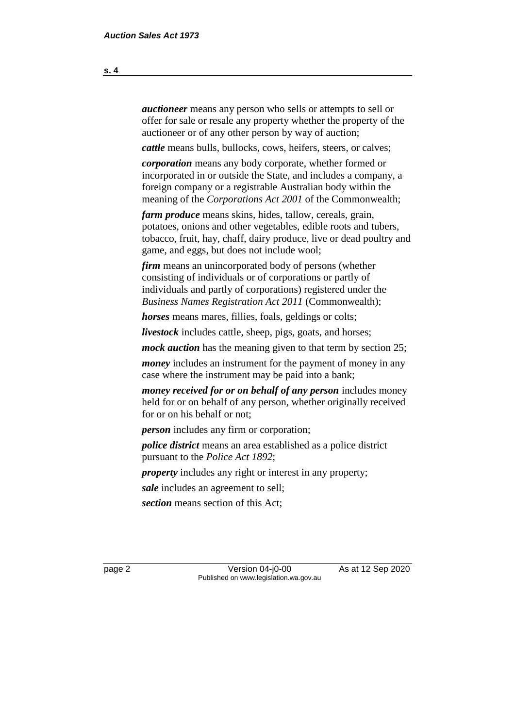***auctioneer*** means any person who sells or attempts to sell or offer for sale or resale any property whether the property of the auctioneer or of any other person by way of auction;

***cattle*** means bulls, bullocks, cows, heifers, steers, or calves;

***corporation*** means any body corporate, whether formed or incorporated in or outside the State, and includes a company, a foreign company or a registrable Australian body within the meaning of the *Corporations Act 2001* of the Commonwealth;

***farm produce*** means skins, hides, tallow, cereals, grain, potatoes, onions and other vegetables, edible roots and tubers, tobacco, fruit, hay, chaff, dairy produce, live or dead poultry and game, and eggs, but does not include wool;

***firm*** means an unincorporated body of persons (whether consisting of individuals or of corporations or partly of individuals and partly of corporations) registered under the *Business Names Registration Act 2011* (Commonwealth);

***horses*** means mares, fillies, foals, geldings or colts;

***livestock*** includes cattle, sheep, pigs, goats, and horses;

***mock auction*** has the meaning given to that term by section 25;

***money*** includes an instrument for the payment of money in any case where the instrument may be paid into a bank;

***money received for or on behalf of any person*** includes money held for or on behalf of any person, whether originally received for or on his behalf or not;

***person*** includes any firm or corporation;

***police district*** means an area established as a police district pursuant to the *Police Act 1892*;

***property*** includes any right or interest in any property;

***sale*** includes an agreement to sell;

***section*** means section of this Act;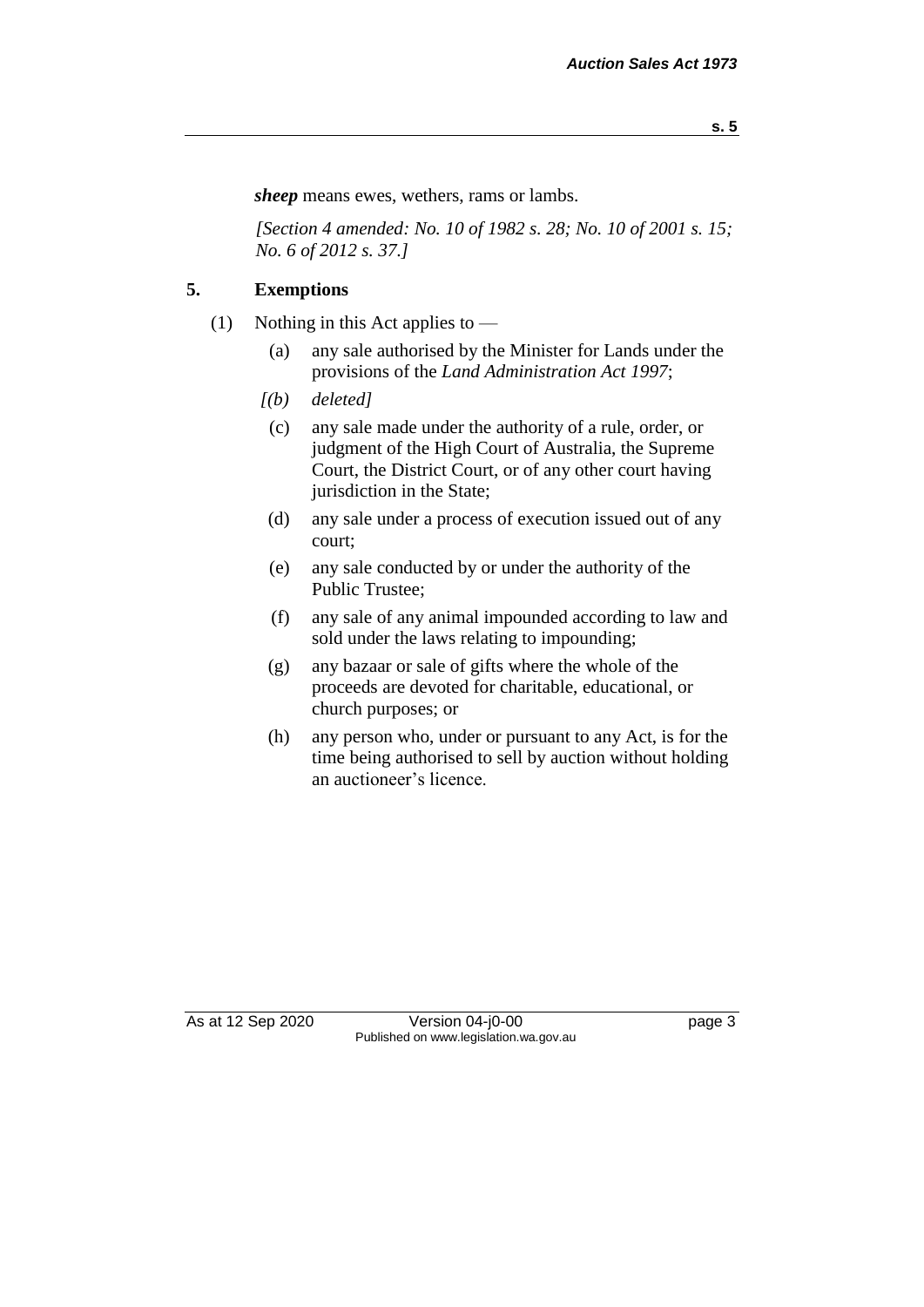***sheep*** means ewes, wethers, rams or lambs.

*[Section 4 amended: No. 10 of 1982 s. 28; No. 10 of 2001 s. 15; No. 6 of 2012 s. 37.]*

## 5. Exemptions

(1) Nothing in this Act applies to —

(a) any sale authorised by the Minister for Lands under the provisions of the *Land Administration Act 1997*;

*[(b) deleted]*

(c) any sale made under the authority of a rule, order, or judgment of the High Court of Australia, the Supreme Court, the District Court, or of any other court having jurisdiction in the State;

(d) any sale under a process of execution issued out of any court;

(e) any sale conducted by or under the authority of the Public Trustee;

(f) any sale of any animal impounded according to law and sold under the laws relating to impounding;

(g) any bazaar or sale of gifts where the whole of the proceeds are devoted for charitable, educational, or church purposes; or

(h) any person who, under or pursuant to any Act, is for the time being authorised to sell by auction without holding an auctioneer's licence.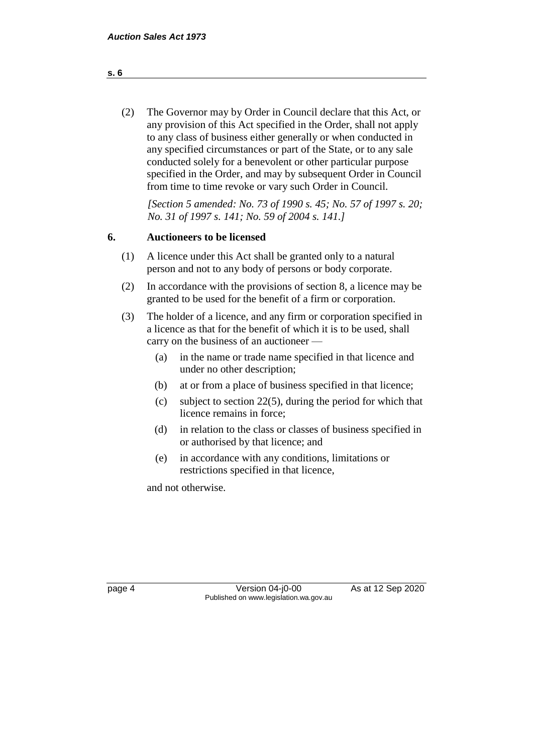(2) The Governor may by Order in Council declare that this Act, or any provision of this Act specified in the Order, shall not apply to any class of business either generally or when conducted in any specified circumstances or part of the State, or to any sale conducted solely for a benevolent or other particular purpose specified in the Order, and may by subsequent Order in Council from time to time revoke or vary such Order in Council.

*[Section 5 amended: No. 73 of 1990 s. 45; No. 57 of 1997 s. 20; No. 31 of 1997 s. 141; No. 59 of 2004 s. 141.]*

## 6. Auctioneers to be licensed

(1) A licence under this Act shall be granted only to a natural person and not to any body of persons or body corporate.

(2) In accordance with the provisions of section 8, a licence may be granted to be used for the benefit of a firm or corporation.

(3) The holder of a licence, and any firm or corporation specified in a licence as that for the benefit of which it is to be used, shall carry on the business of an auctioneer —

   (a) in the name or trade name specified in that licence and under no other description;

   (b) at or from a place of business specified in that licence;

   (c) subject to section 22(5), during the period for which that licence remains in force;

   (d) in relation to the class or classes of business specified in or authorised by that licence; and

   (e) in accordance with any conditions, limitations or restrictions specified in that licence,

and not otherwise.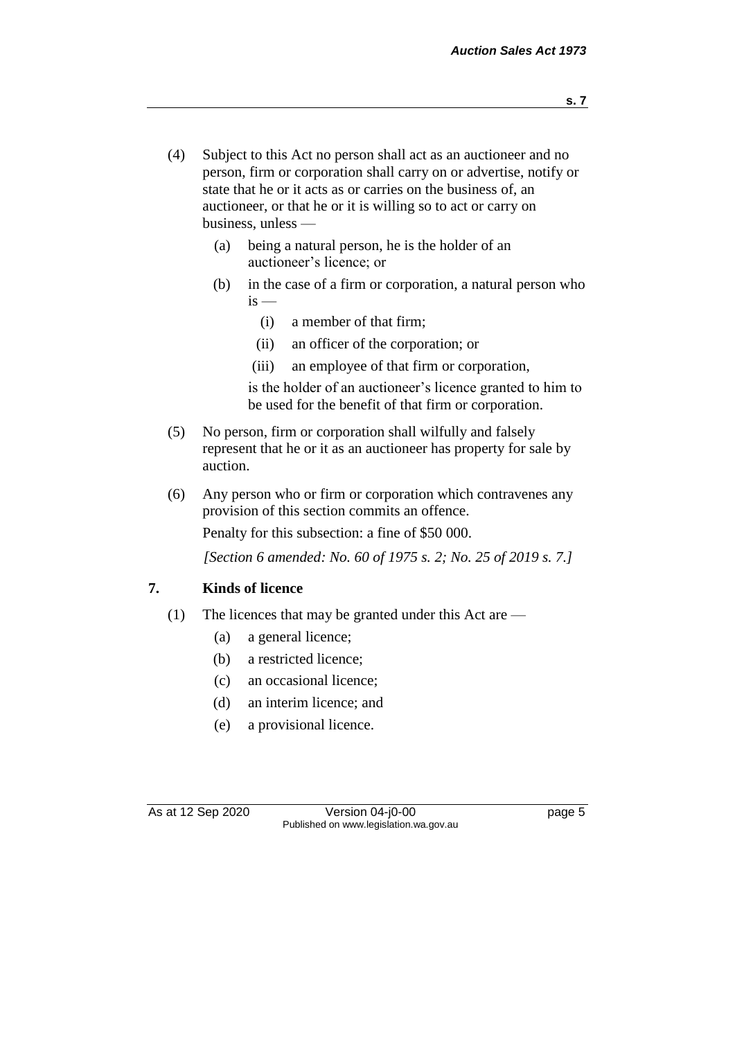(4) Subject to this Act no person shall act as an auctioneer and no person, firm or corporation shall carry on or advertise, notify or state that he or it acts as or carries on the business of, an auctioneer, or that he or it is willing so to act or carry on business, unless —

  (a) being a natural person, he is the holder of an auctioneer's licence; or

  (b) in the case of a firm or corporation, a natural person who is —

    (i) a member of that firm;

    (ii) an officer of the corporation; or

    (iii) an employee of that firm or corporation,

  is the holder of an auctioneer's licence granted to him to be used for the benefit of that firm or corporation.

(5) No person, firm or corporation shall wilfully and falsely represent that he or it as an auctioneer has property for sale by auction.

(6) Any person who or firm or corporation which contravenes any provision of this section commits an offence.

Penalty for this subsection: a fine of $50 000.

*[Section 6 amended: No. 60 of 1975 s. 2; No. 25 of 2019 s. 7.]*

## 7. Kinds of licence

(1) The licences that may be granted under this Act are —

  (a) a general licence;

  (b) a restricted licence;

  (c) an occasional licence;

  (d) an interim licence; and

  (e) a provisional licence.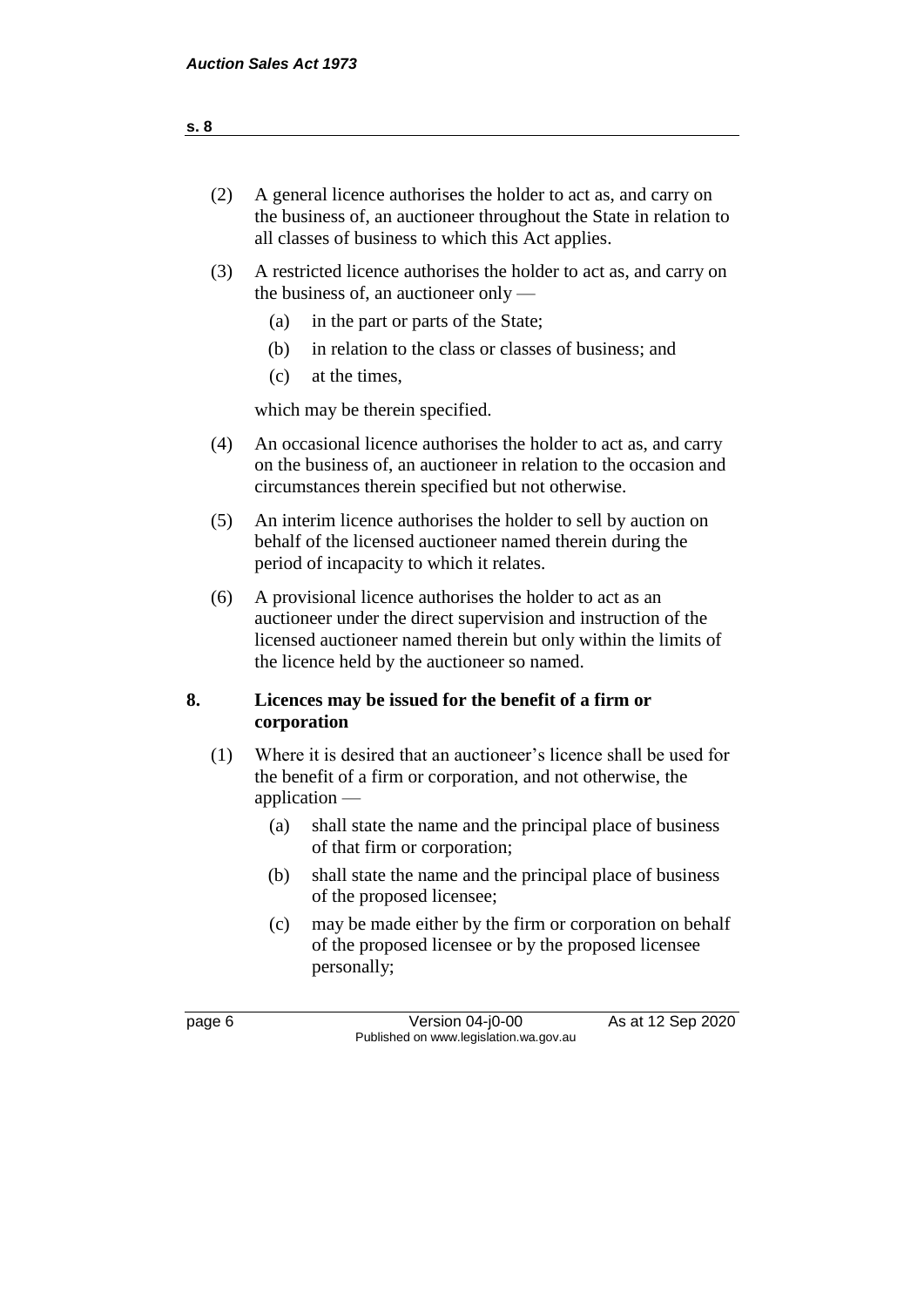(2) A general licence authorises the holder to act as, and carry on the business of, an auctioneer throughout the State in relation to all classes of business to which this Act applies.

(3) A restricted licence authorises the holder to act as, and carry on the business of, an auctioneer only —

- (a) in the part or parts of the State;
- (b) in relation to the class or classes of business; and
- (c) at the times,

which may be therein specified.

(4) An occasional licence authorises the holder to act as, and carry on the business of, an auctioneer in relation to the occasion and circumstances therein specified but not otherwise.

(5) An interim licence authorises the holder to sell by auction on behalf of the licensed auctioneer named therein during the period of incapacity to which it relates.

(6) A provisional licence authorises the holder to act as an auctioneer under the direct supervision and instruction of the licensed auctioneer named therein but only within the limits of the licence held by the auctioneer so named.

## 8. Licences may be issued for the benefit of a firm or corporation

(1) Where it is desired that an auctioneer's licence shall be used for the benefit of a firm or corporation, and not otherwise, the application —

- (a) shall state the name and the principal place of business of that firm or corporation;
- (b) shall state the name and the principal place of business of the proposed licensee;
- (c) may be made either by the firm or corporation on behalf of the proposed licensee or by the proposed licensee personally;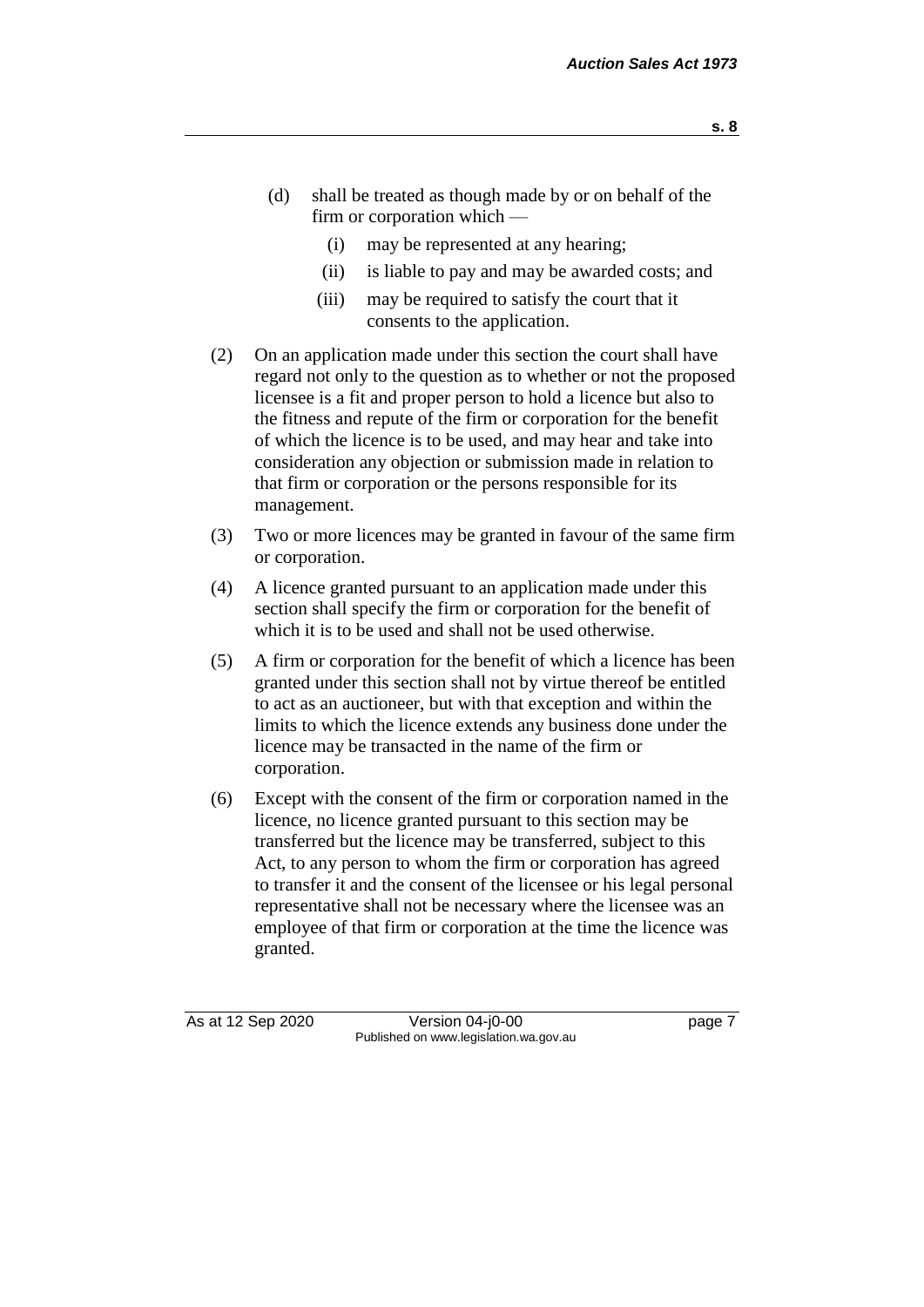(d) shall be treated as though made by or on behalf of the firm or corporation which —

  (i) may be represented at any hearing;

  (ii) is liable to pay and may be awarded costs; and

  (iii) may be required to satisfy the court that it consents to the application.

(2) On an application made under this section the court shall have regard not only to the question as to whether or not the proposed licensee is a fit and proper person to hold a licence but also to the fitness and repute of the firm or corporation for the benefit of which the licence is to be used, and may hear and take into consideration any objection or submission made in relation to that firm or corporation or the persons responsible for its management.

(3) Two or more licences may be granted in favour of the same firm or corporation.

(4) A licence granted pursuant to an application made under this section shall specify the firm or corporation for the benefit of which it is to be used and shall not be used otherwise.

(5) A firm or corporation for the benefit of which a licence has been granted under this section shall not by virtue thereof be entitled to act as an auctioneer, but with that exception and within the limits to which the licence extends any business done under the licence may be transacted in the name of the firm or corporation.

(6) Except with the consent of the firm or corporation named in the licence, no licence granted pursuant to this section may be transferred but the licence may be transferred, subject to this Act, to any person to whom the firm or corporation has agreed to transfer it and the consent of the licensee or his legal personal representative shall not be necessary where the licensee was an employee of that firm or corporation at the time the licence was granted.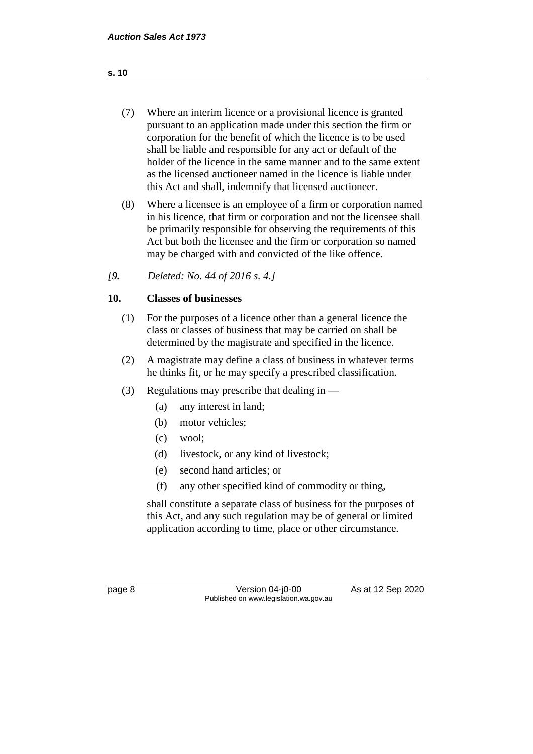(7) Where an interim licence or a provisional licence is granted pursuant to an application made under this section the firm or corporation for the benefit of which the licence is to be used shall be liable and responsible for any act or default of the holder of the licence in the same manner and to the same extent as the licensed auctioneer named in the licence is liable under this Act and shall, indemnify that licensed auctioneer.

(8) Where a licensee is an employee of a firm or corporation named in his licence, that firm or corporation and not the licensee shall be primarily responsible for observing the requirements of this Act but both the licensee and the firm or corporation so named may be charged with and convicted of the like offence.

*[9. Deleted: No. 44 of 2016 s. 4.]*

## 10. Classes of businesses

(1) For the purposes of a licence other than a general licence the class or classes of business that may be carried on shall be determined by the magistrate and specified in the licence.

(2) A magistrate may define a class of business in whatever terms he thinks fit, or he may specify a prescribed classification.

(3) Regulations may prescribe that dealing in —

- (a) any interest in land;
- (b) motor vehicles;
- (c) wool;
- (d) livestock, or any kind of livestock;
- (e) second hand articles; or
- (f) any other specified kind of commodity or thing,

shall constitute a separate class of business for the purposes of this Act, and any such regulation may be of general or limited application according to time, place or other circumstance.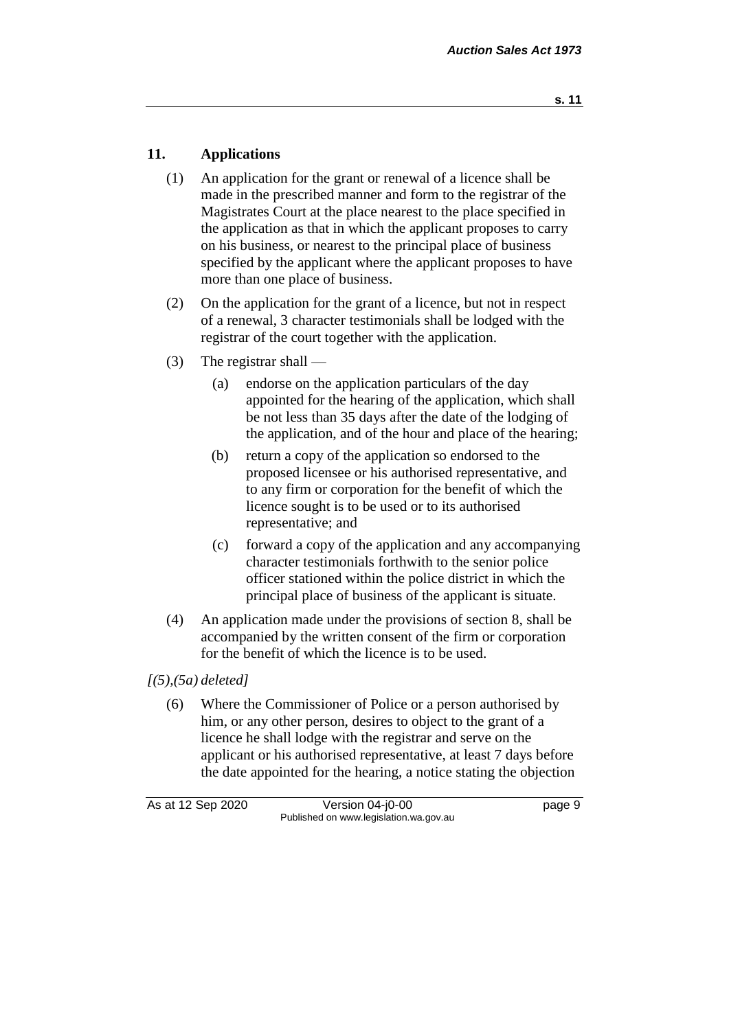## 11. Applications

(1) An application for the grant or renewal of a licence shall be made in the prescribed manner and form to the registrar of the Magistrates Court at the place nearest to the place specified in the application as that in which the applicant proposes to carry on his business, or nearest to the principal place of business specified by the applicant where the applicant proposes to have more than one place of business.

(2) On the application for the grant of a licence, but not in respect of a renewal, 3 character testimonials shall be lodged with the registrar of the court together with the application.

(3) The registrar shall —

(a) endorse on the application particulars of the day appointed for the hearing of the application, which shall be not less than 35 days after the date of the lodging of the application, and of the hour and place of the hearing;

(b) return a copy of the application so endorsed to the proposed licensee or his authorised representative, and to any firm or corporation for the benefit of which the licence sought is to be used or to its authorised representative; and

(c) forward a copy of the application and any accompanying character testimonials forthwith to the senior police officer stationed within the police district in which the principal place of business of the applicant is situate.

(4) An application made under the provisions of section 8, shall be accompanied by the written consent of the firm or corporation for the benefit of which the licence is to be used.

*[(5),(5a) deleted]*

(6) Where the Commissioner of Police or a person authorised by him, or any other person, desires to object to the grant of a licence he shall lodge with the registrar and serve on the applicant or his authorised representative, at least 7 days before the date appointed for the hearing, a notice stating the objection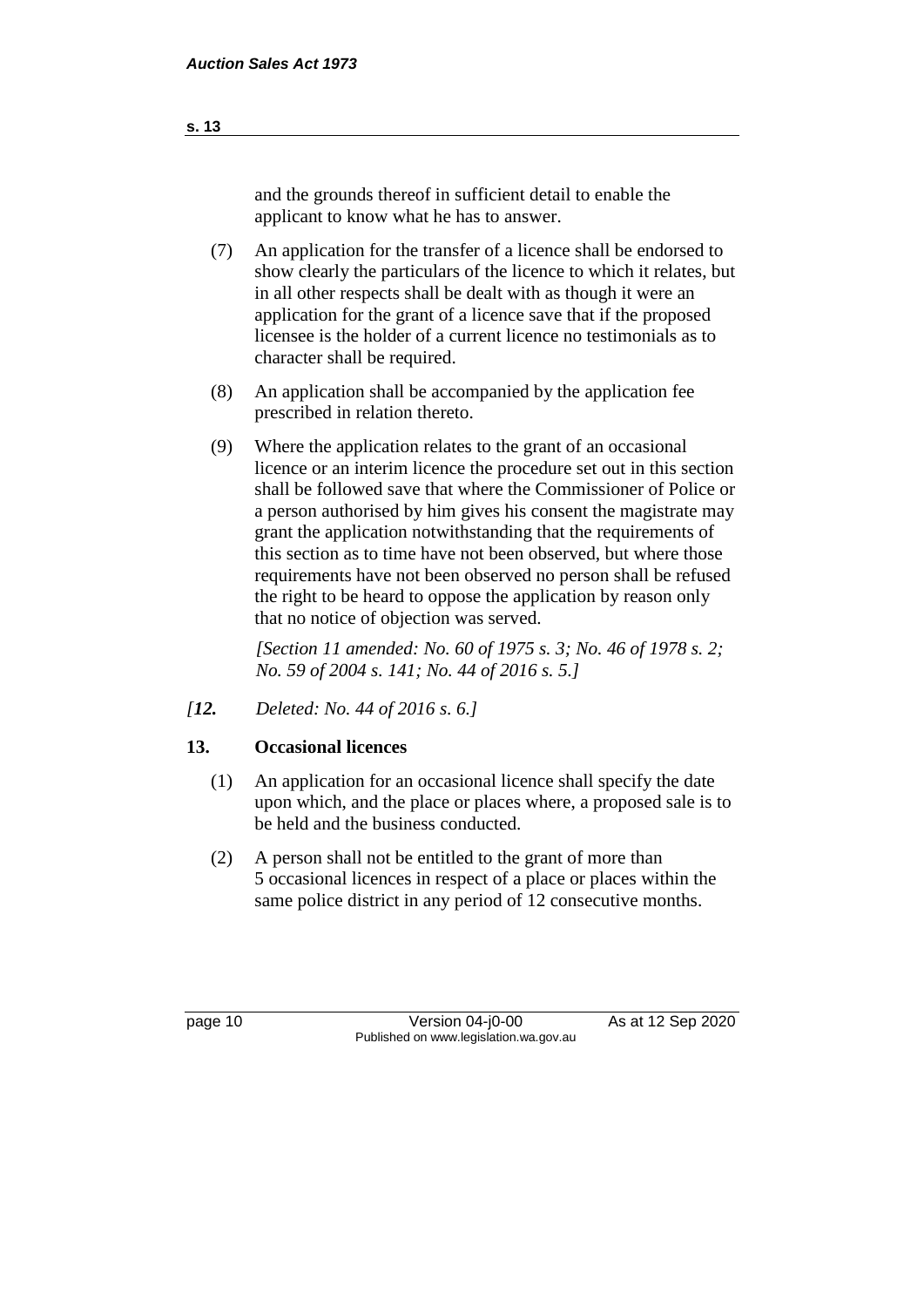and the grounds thereof in sufficient detail to enable the applicant to know what he has to answer.

(7) An application for the transfer of a licence shall be endorsed to show clearly the particulars of the licence to which it relates, but in all other respects shall be dealt with as though it were an application for the grant of a licence save that if the proposed licensee is the holder of a current licence no testimonials as to character shall be required.

(8) An application shall be accompanied by the application fee prescribed in relation thereto.

(9) Where the application relates to the grant of an occasional licence or an interim licence the procedure set out in this section shall be followed save that where the Commissioner of Police or a person authorised by him gives his consent the magistrate may grant the application notwithstanding that the requirements of this section as to time have not been observed, but where those requirements have not been observed no person shall be refused the right to be heard to oppose the application by reason only that no notice of objection was served.

*[Section 11 amended: No. 60 of 1975 s. 3; No. 46 of 1978 s. 2; No. 59 of 2004 s. 141; No. 44 of 2016 s. 5.]*

*[**12.** Deleted: No. 44 of 2016 s. 6.]*

## 13. Occasional licences

(1) An application for an occasional licence shall specify the date upon which, and the place or places where, a proposed sale is to be held and the business conducted.

(2) A person shall not be entitled to the grant of more than 5 occasional licences in respect of a place or places within the same police district in any period of 12 consecutive months.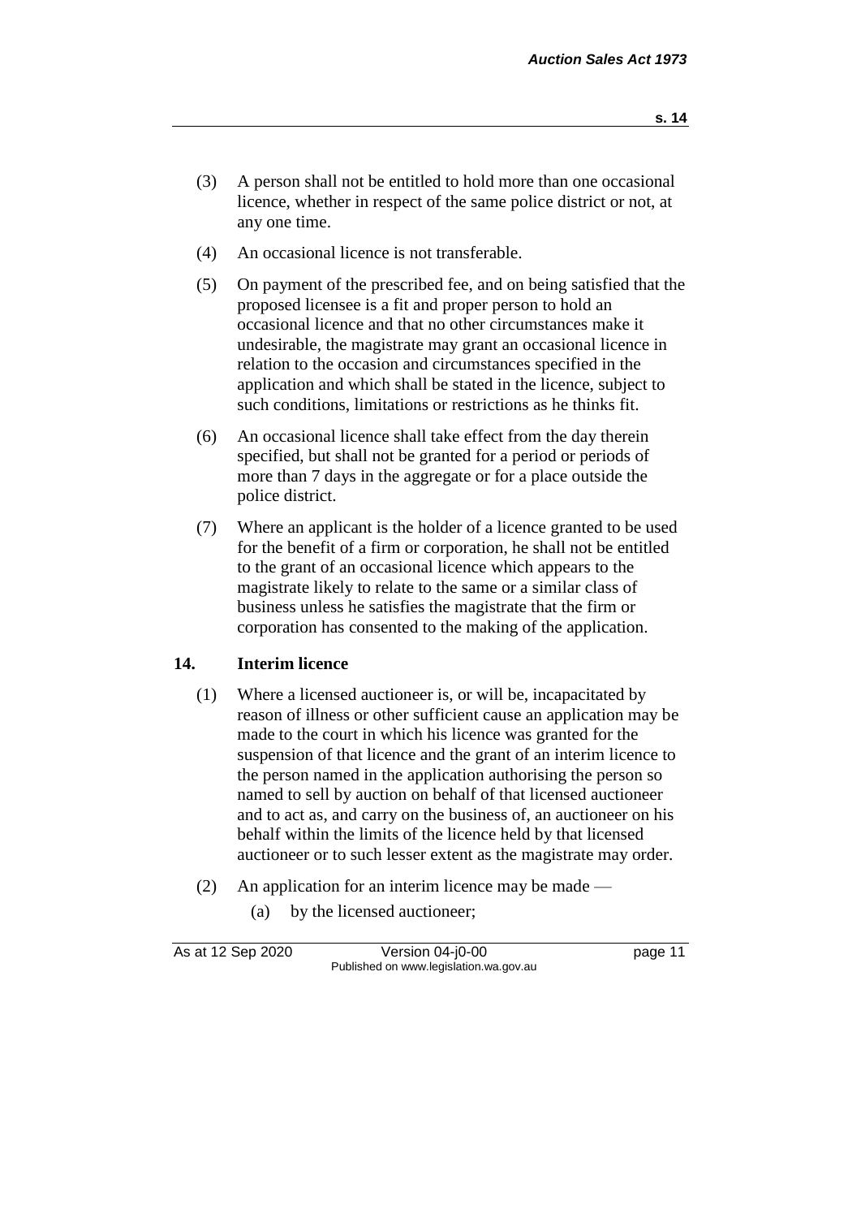(3) A person shall not be entitled to hold more than one occasional licence, whether in respect of the same police district or not, at any one time.

(4) An occasional licence is not transferable.

(5) On payment of the prescribed fee, and on being satisfied that the proposed licensee is a fit and proper person to hold an occasional licence and that no other circumstances make it undesirable, the magistrate may grant an occasional licence in relation to the occasion and circumstances specified in the application and which shall be stated in the licence, subject to such conditions, limitations or restrictions as he thinks fit.

(6) An occasional licence shall take effect from the day therein specified, but shall not be granted for a period or periods of more than 7 days in the aggregate or for a place outside the police district.

(7) Where an applicant is the holder of a licence granted to be used for the benefit of a firm or corporation, he shall not be entitled to the grant of an occasional licence which appears to the magistrate likely to relate to the same or a similar class of business unless he satisfies the magistrate that the firm or corporation has consented to the making of the application.

## 14. Interim licence

(1) Where a licensed auctioneer is, or will be, incapacitated by reason of illness or other sufficient cause an application may be made to the court in which his licence was granted for the suspension of that licence and the grant of an interim licence to the person named in the application authorising the person so named to sell by auction on behalf of that licensed auctioneer and to act as, and carry on the business of, an auctioneer on his behalf within the limits of the licence held by that licensed auctioneer or to such lesser extent as the magistrate may order.

(2) An application for an interim licence may be made —

(a) by the licensed auctioneer;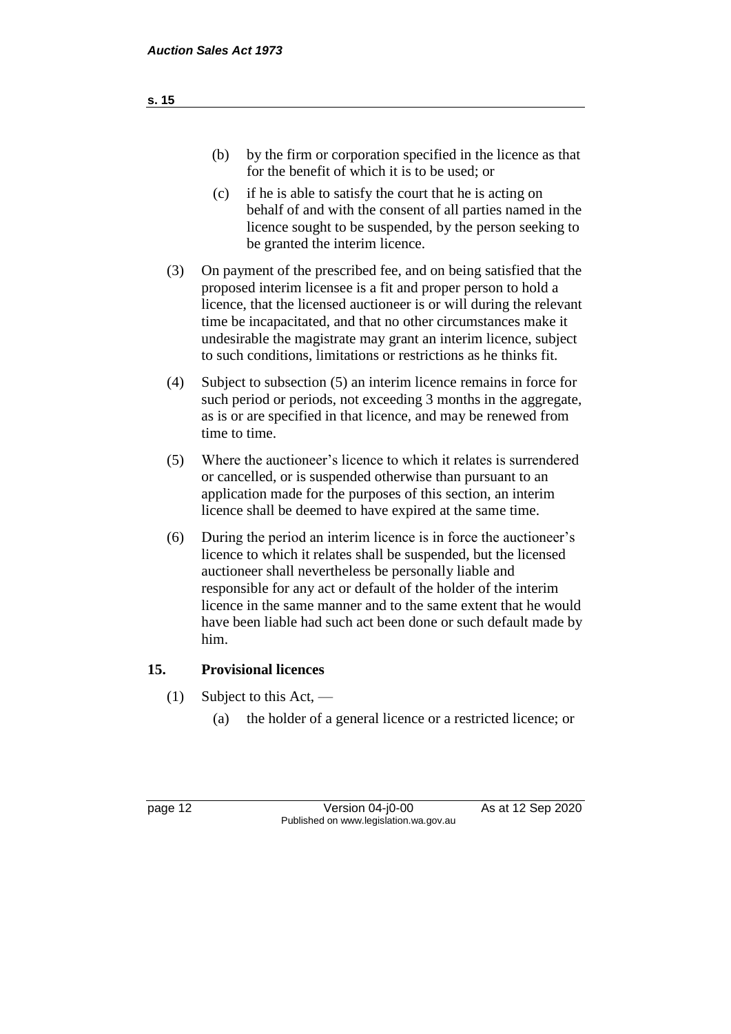(b) by the firm or corporation specified in the licence as that for the benefit of which it is to be used; or

(c) if he is able to satisfy the court that he is acting on behalf of and with the consent of all parties named in the licence sought to be suspended, by the person seeking to be granted the interim licence.

(3) On payment of the prescribed fee, and on being satisfied that the proposed interim licensee is a fit and proper person to hold a licence, that the licensed auctioneer is or will during the relevant time be incapacitated, and that no other circumstances make it undesirable the magistrate may grant an interim licence, subject to such conditions, limitations or restrictions as he thinks fit.

(4) Subject to subsection (5) an interim licence remains in force for such period or periods, not exceeding 3 months in the aggregate, as is or are specified in that licence, and may be renewed from time to time.

(5) Where the auctioneer's licence to which it relates is surrendered or cancelled, or is suspended otherwise than pursuant to an application made for the purposes of this section, an interim licence shall be deemed to have expired at the same time.

(6) During the period an interim licence is in force the auctioneer's licence to which it relates shall be suspended, but the licensed auctioneer shall nevertheless be personally liable and responsible for any act or default of the holder of the interim licence in the same manner and to the same extent that he would have been liable had such act been done or such default made by him.

## 15. Provisional licences

(1) Subject to this Act, —

(a) the holder of a general licence or a restricted licence; or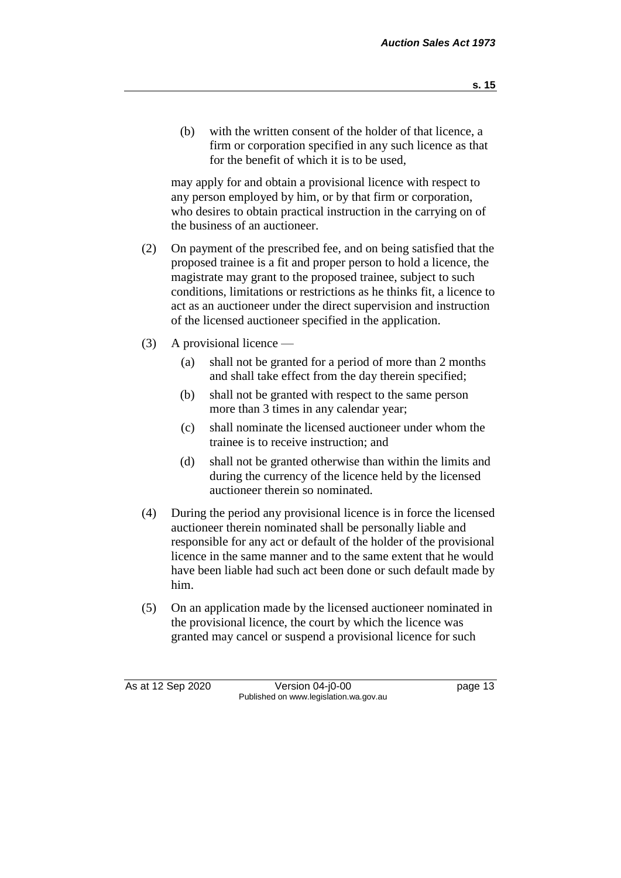(b) with the written consent of the holder of that licence, a firm or corporation specified in any such licence as that for the benefit of which it is to be used,

may apply for and obtain a provisional licence with respect to any person employed by him, or by that firm or corporation, who desires to obtain practical instruction in the carrying on of the business of an auctioneer.

(2) On payment of the prescribed fee, and on being satisfied that the proposed trainee is a fit and proper person to hold a licence, the magistrate may grant to the proposed trainee, subject to such conditions, limitations or restrictions as he thinks fit, a licence to act as an auctioneer under the direct supervision and instruction of the licensed auctioneer specified in the application.

(3) A provisional licence —

(a) shall not be granted for a period of more than 2 months and shall take effect from the day therein specified;

(b) shall not be granted with respect to the same person more than 3 times in any calendar year;

(c) shall nominate the licensed auctioneer under whom the trainee is to receive instruction; and

(d) shall not be granted otherwise than within the limits and during the currency of the licence held by the licensed auctioneer therein so nominated.

(4) During the period any provisional licence is in force the licensed auctioneer therein nominated shall be personally liable and responsible for any act or default of the holder of the provisional licence in the same manner and to the same extent that he would have been liable had such act been done or such default made by him.

(5) On an application made by the licensed auctioneer nominated in the provisional licence, the court by which the licence was granted may cancel or suspend a provisional licence for such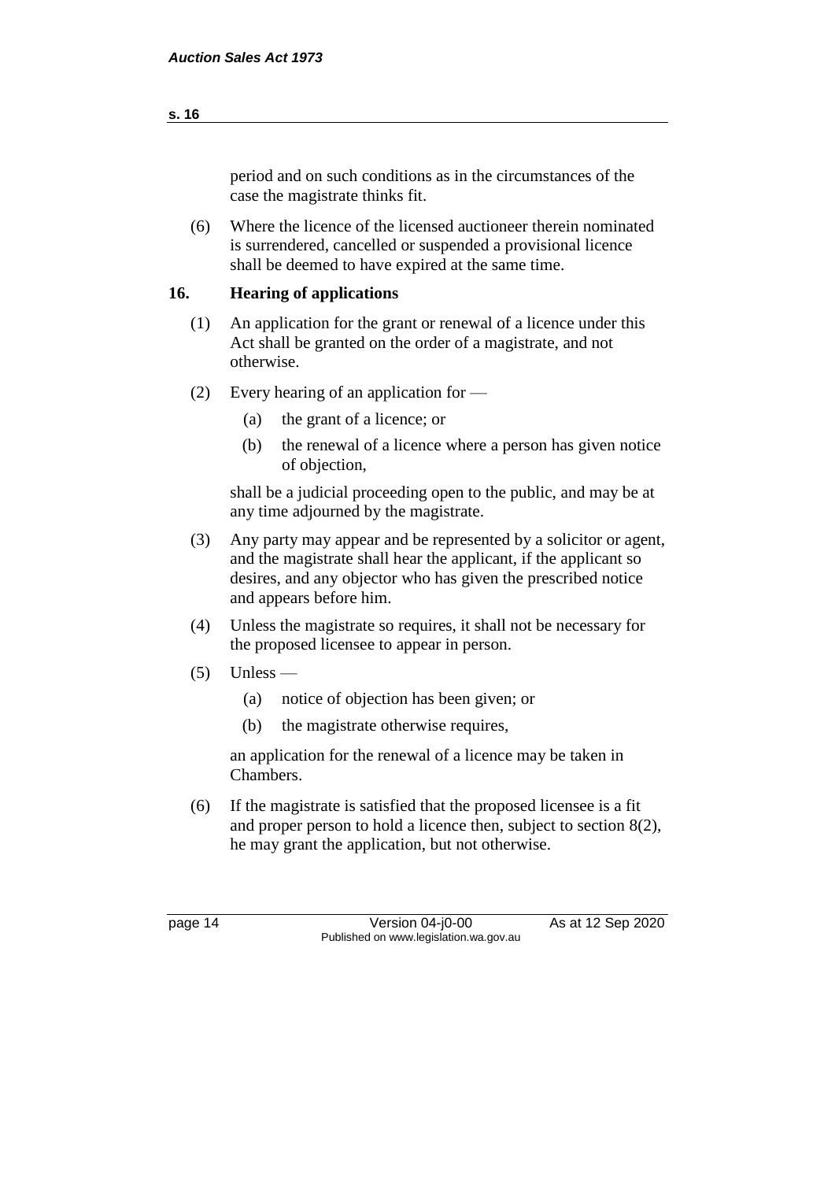period and on such conditions as in the circumstances of the case the magistrate thinks fit.

(6) Where the licence of the licensed auctioneer therein nominated is surrendered, cancelled or suspended a provisional licence shall be deemed to have expired at the same time.

## 16. Hearing of applications

(1) An application for the grant or renewal of a licence under this Act shall be granted on the order of a magistrate, and not otherwise.

(2) Every hearing of an application for —

  (a) the grant of a licence; or

  (b) the renewal of a licence where a person has given notice of objection,

shall be a judicial proceeding open to the public, and may be at any time adjourned by the magistrate.

(3) Any party may appear and be represented by a solicitor or agent, and the magistrate shall hear the applicant, if the applicant so desires, and any objector who has given the prescribed notice and appears before him.

(4) Unless the magistrate so requires, it shall not be necessary for the proposed licensee to appear in person.

(5) Unless —

  (a) notice of objection has been given; or

  (b) the magistrate otherwise requires,

an application for the renewal of a licence may be taken in Chambers.

(6) If the magistrate is satisfied that the proposed licensee is a fit and proper person to hold a licence then, subject to section 8(2), he may grant the application, but not otherwise.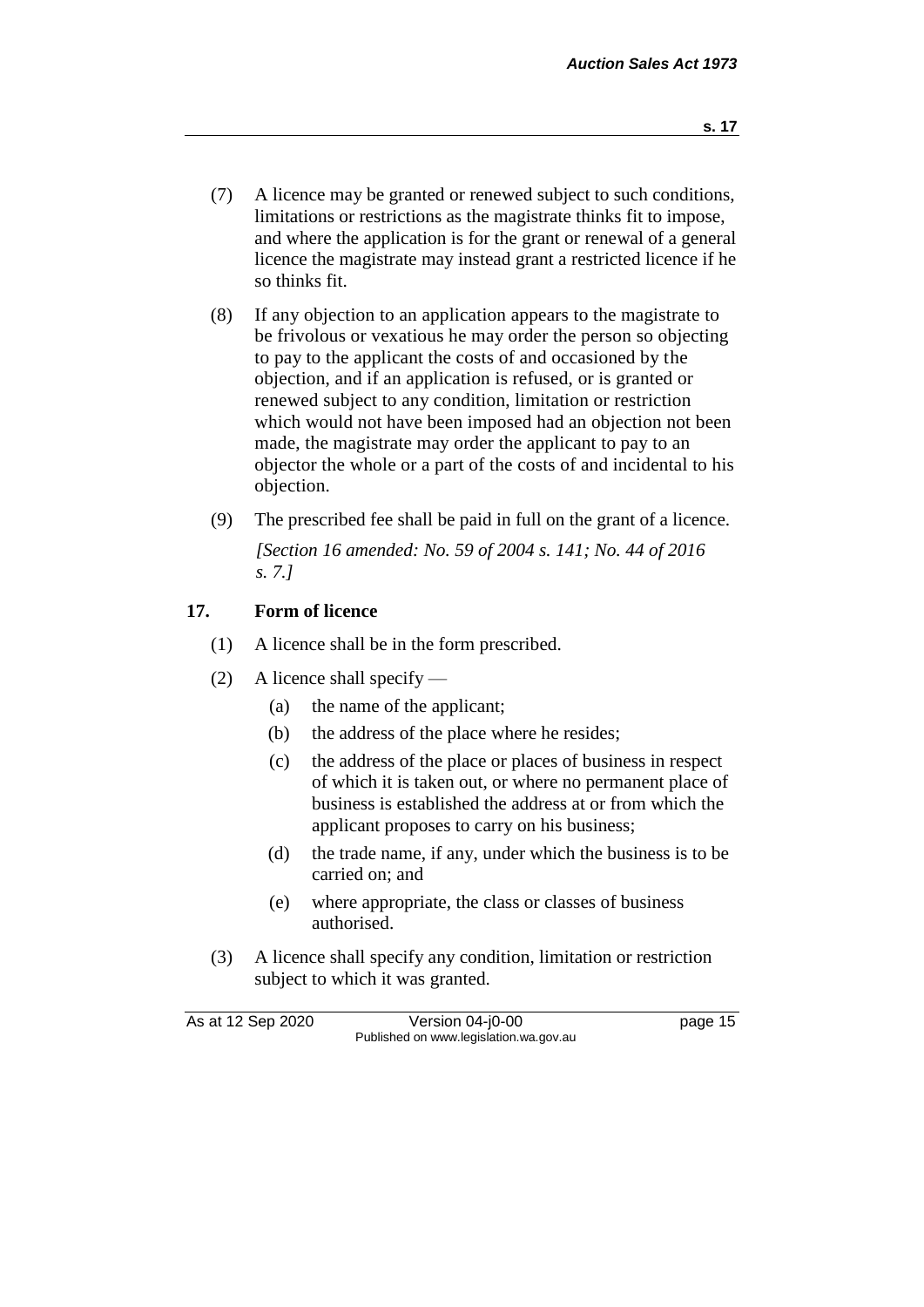(7) A licence may be granted or renewed subject to such conditions, limitations or restrictions as the magistrate thinks fit to impose, and where the application is for the grant or renewal of a general licence the magistrate may instead grant a restricted licence if he so thinks fit.

(8) If any objection to an application appears to the magistrate to be frivolous or vexatious he may order the person so objecting to pay to the applicant the costs of and occasioned by the objection, and if an application is refused, or is granted or renewed subject to any condition, limitation or restriction which would not have been imposed had an objection not been made, the magistrate may order the applicant to pay to an objector the whole or a part of the costs of and incidental to his objection.

(9) The prescribed fee shall be paid in full on the grant of a licence.

*[Section 16 amended: No. 59 of 2004 s. 141; No. 44 of 2016 s. 7.]*

### 17. Form of licence

(1) A licence shall be in the form prescribed.

(2) A licence shall specify —

- (a) the name of the applicant;
- (b) the address of the place where he resides;
- (c) the address of the place or places of business in respect of which it is taken out, or where no permanent place of business is established the address at or from which the applicant proposes to carry on his business;
- (d) the trade name, if any, under which the business is to be carried on; and
- (e) where appropriate, the class or classes of business authorised.

(3) A licence shall specify any condition, limitation or restriction subject to which it was granted.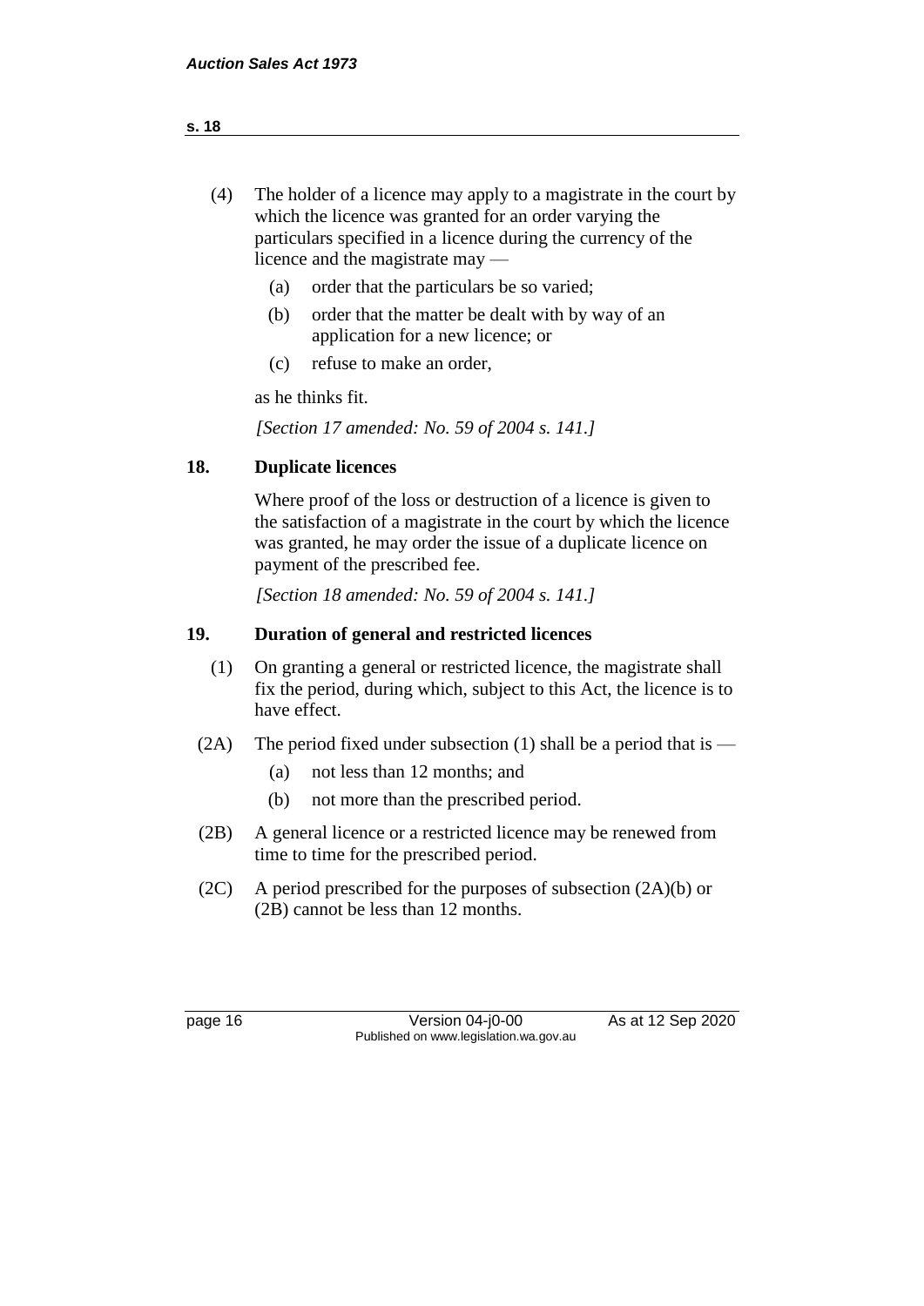(4) The holder of a licence may apply to a magistrate in the court by which the licence was granted for an order varying the particulars specified in a licence during the currency of the licence and the magistrate may —

  (a) order that the particulars be so varied;

  (b) order that the matter be dealt with by way of an application for a new licence; or

  (c) refuse to make an order,

as he thinks fit.

*[Section 17 amended: No. 59 of 2004 s. 141.]*

## 18. Duplicate licences

Where proof of the loss or destruction of a licence is given to the satisfaction of a magistrate in the court by which the licence was granted, he may order the issue of a duplicate licence on payment of the prescribed fee.

*[Section 18 amended: No. 59 of 2004 s. 141.]*

## 19. Duration of general and restricted licences

(1) On granting a general or restricted licence, the magistrate shall fix the period, during which, subject to this Act, the licence is to have effect.

(2A) The period fixed under subsection (1) shall be a period that is —

  (a) not less than 12 months; and

  (b) not more than the prescribed period.

(2B) A general licence or a restricted licence may be renewed from time to time for the prescribed period.

(2C) A period prescribed for the purposes of subsection (2A)(b) or (2B) cannot be less than 12 months.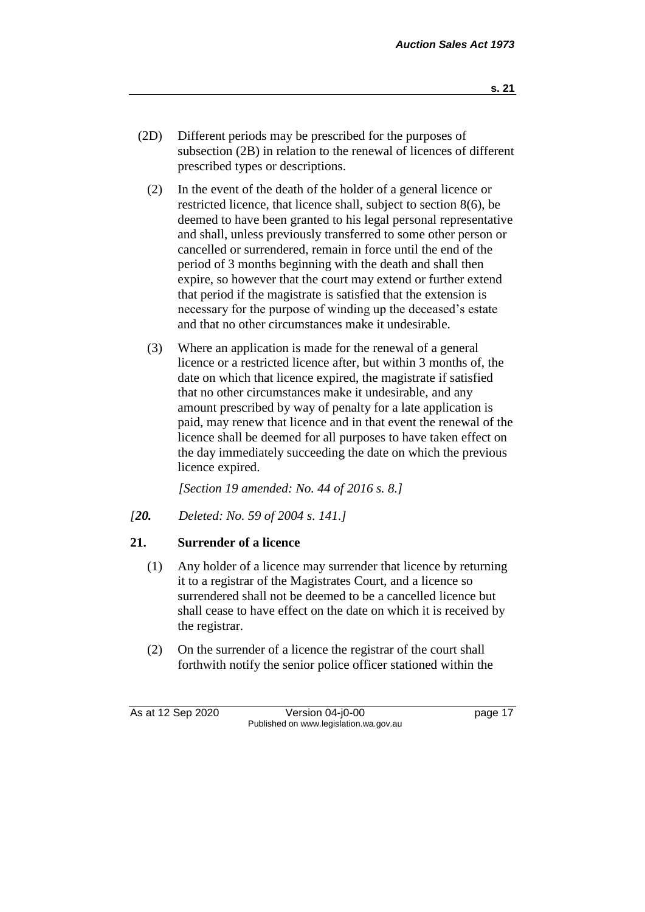(2D) Different periods may be prescribed for the purposes of subsection (2B) in relation to the renewal of licences of different prescribed types or descriptions.

(2) In the event of the death of the holder of a general licence or restricted licence, that licence shall, subject to section 8(6), be deemed to have been granted to his legal personal representative and shall, unless previously transferred to some other person or cancelled or surrendered, remain in force until the end of the period of 3 months beginning with the death and shall then expire, so however that the court may extend or further extend that period if the magistrate is satisfied that the extension is necessary for the purpose of winding up the deceased's estate and that no other circumstances make it undesirable.

(3) Where an application is made for the renewal of a general licence or a restricted licence after, but within 3 months of, the date on which that licence expired, the magistrate if satisfied that no other circumstances make it undesirable, and any amount prescribed by way of penalty for a late application is paid, may renew that licence and in that event the renewal of the licence shall be deemed for all purposes to have taken effect on the day immediately succeeding the date on which the previous licence expired.

*[Section 19 amended: No. 44 of 2016 s. 8.]*

*[**20.** Deleted: No. 59 of 2004 s. 141.]*

**21. Surrender of a licence**

(1) Any holder of a licence may surrender that licence by returning it to a registrar of the Magistrates Court, and a licence so surrendered shall not be deemed to be a cancelled licence but shall cease to have effect on the date on which it is received by the registrar.

(2) On the surrender of a licence the registrar of the court shall forthwith notify the senior police officer stationed within the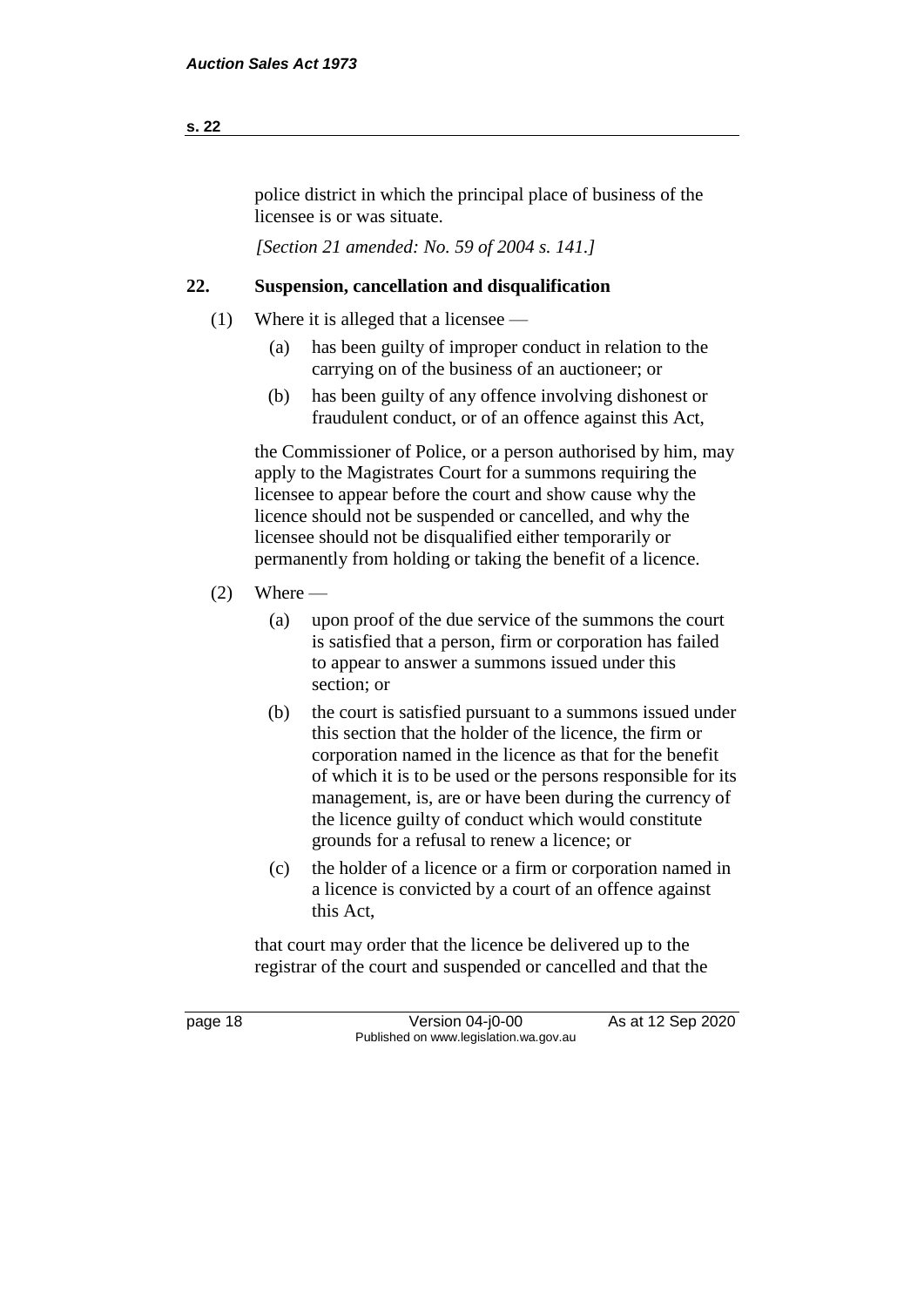police district in which the principal place of business of the licensee is or was situate.

*[Section 21 amended: No. 59 of 2004 s. 141.]*

## 22. Suspension, cancellation and disqualification

(1) Where it is alleged that a licensee —

- (a) has been guilty of improper conduct in relation to the carrying on of the business of an auctioneer; or
- (b) has been guilty of any offence involving dishonest or fraudulent conduct, or of an offence against this Act,

the Commissioner of Police, or a person authorised by him, may apply to the Magistrates Court for a summons requiring the licensee to appear before the court and show cause why the licence should not be suspended or cancelled, and why the licensee should not be disqualified either temporarily or permanently from holding or taking the benefit of a licence.

(2) Where —

- (a) upon proof of the due service of the summons the court is satisfied that a person, firm or corporation has failed to appear to answer a summons issued under this section; or
- (b) the court is satisfied pursuant to a summons issued under this section that the holder of the licence, the firm or corporation named in the licence as that for the benefit of which it is to be used or the persons responsible for its management, is, are or have been during the currency of the licence guilty of conduct which would constitute grounds for a refusal to renew a licence; or
- (c) the holder of a licence or a firm or corporation named in a licence is convicted by a court of an offence against this Act,

that court may order that the licence be delivered up to the registrar of the court and suspended or cancelled and that the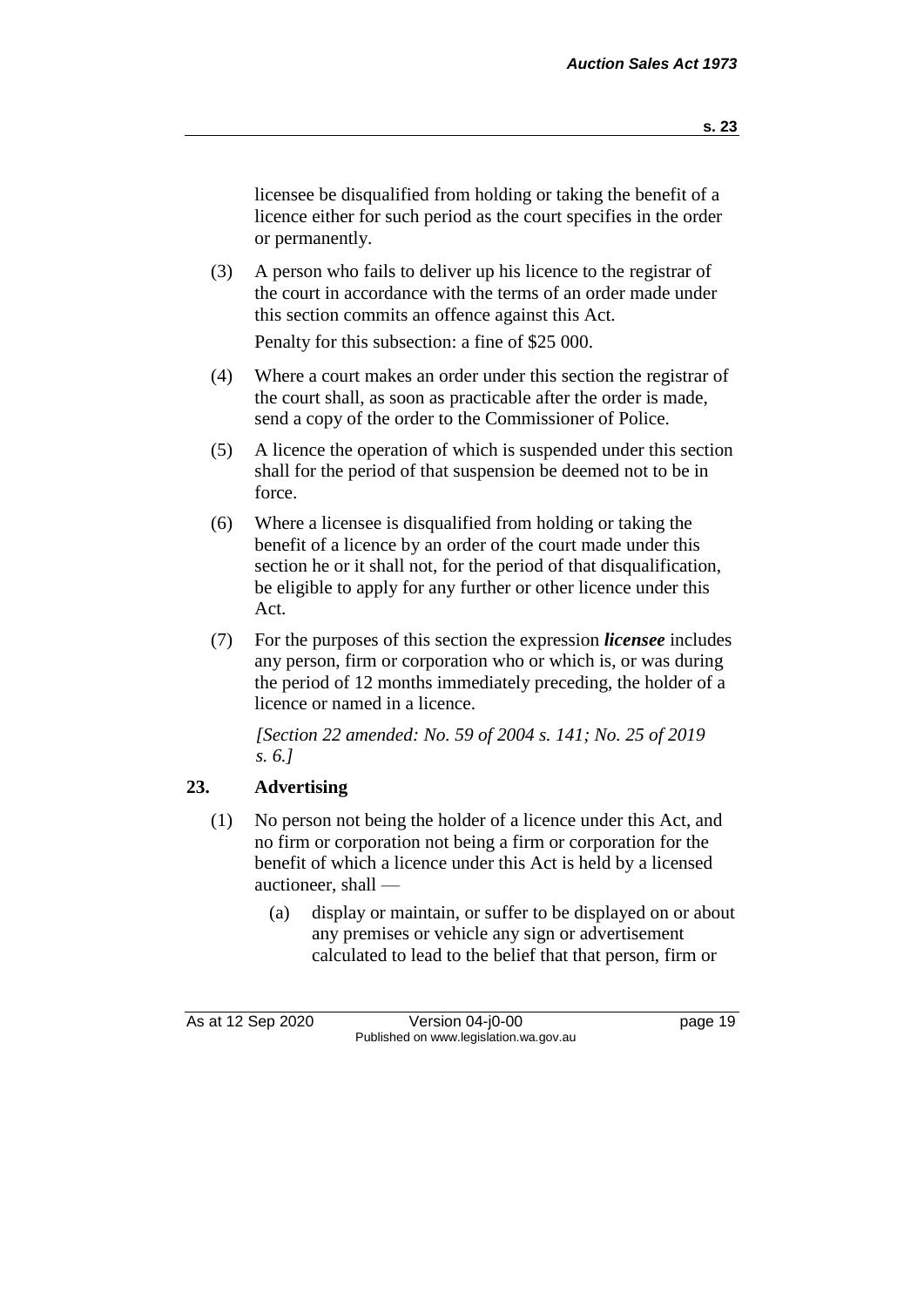licensee be disqualified from holding or taking the benefit of a licence either for such period as the court specifies in the order or permanently.

(3) A person who fails to deliver up his licence to the registrar of the court in accordance with the terms of an order made under this section commits an offence against this Act.

Penalty for this subsection: a fine of $25 000.

(4) Where a court makes an order under this section the registrar of the court shall, as soon as practicable after the order is made, send a copy of the order to the Commissioner of Police.

(5) A licence the operation of which is suspended under this section shall for the period of that suspension be deemed not to be in force.

(6) Where a licensee is disqualified from holding or taking the benefit of a licence by an order of the court made under this section he or it shall not, for the period of that disqualification, be eligible to apply for any further or other licence under this Act.

(7) For the purposes of this section the expression ***licensee*** includes any person, firm or corporation who or which is, or was during the period of 12 months immediately preceding, the holder of a licence or named in a licence.

*[Section 22 amended: No. 59 of 2004 s. 141; No. 25 of 2019 s. 6.]*

## 23. Advertising

(1) No person not being the holder of a licence under this Act, and no firm or corporation not being a firm or corporation for the benefit of which a licence under this Act is held by a licensed auctioneer, shall —

(a) display or maintain, or suffer to be displayed on or about any premises or vehicle any sign or advertisement calculated to lead to the belief that that person, firm or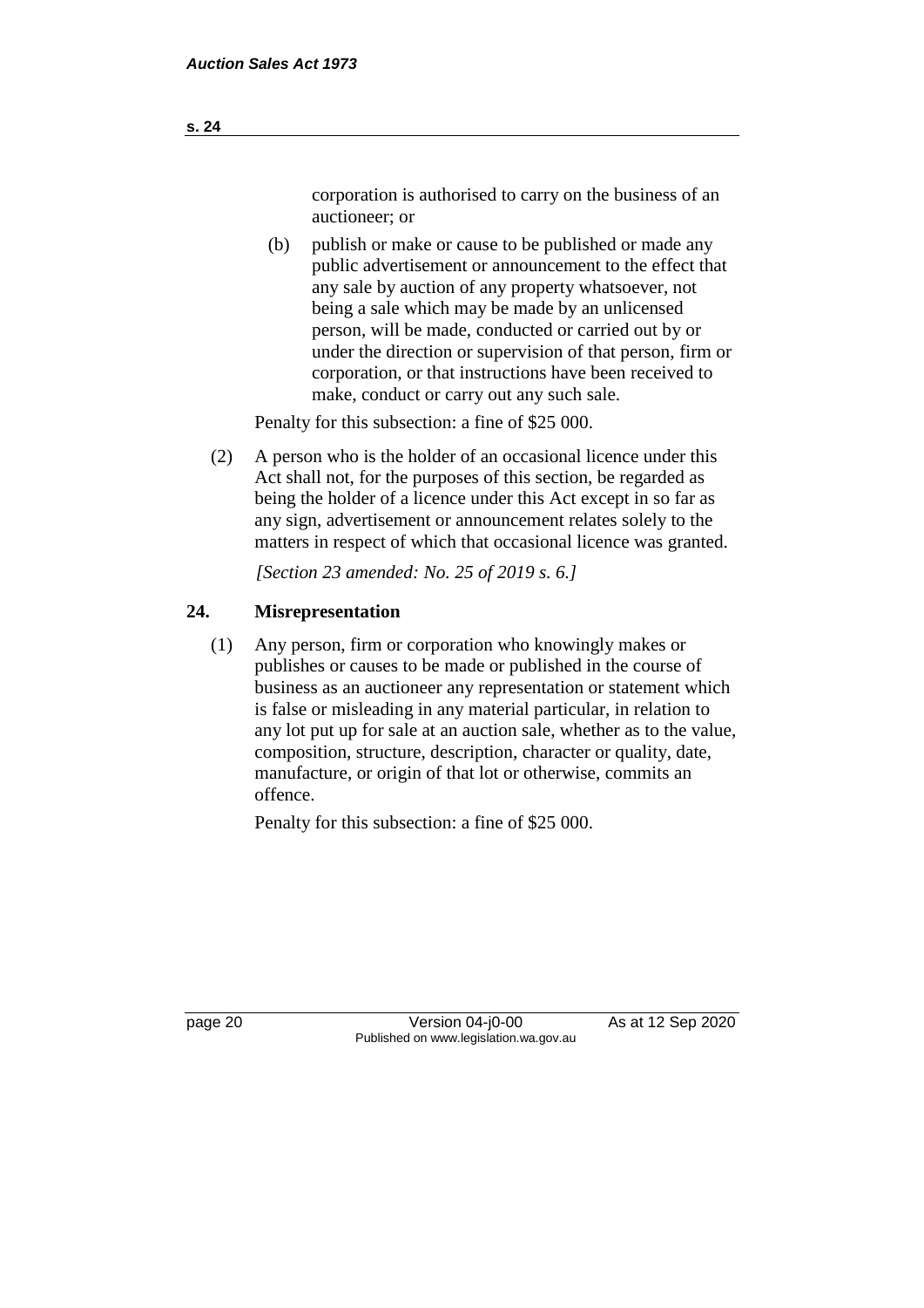corporation is authorised to carry on the business of an auctioneer; or

(b) publish or make or cause to be published or made any public advertisement or announcement to the effect that any sale by auction of any property whatsoever, not being a sale which may be made by an unlicensed person, will be made, conducted or carried out by or under the direction or supervision of that person, firm or corporation, or that instructions have been received to make, conduct or carry out any such sale.

Penalty for this subsection: a fine of $25 000.

(2) A person who is the holder of an occasional licence under this Act shall not, for the purposes of this section, be regarded as being the holder of a licence under this Act except in so far as any sign, advertisement or announcement relates solely to the matters in respect of which that occasional licence was granted.

*[Section 23 amended: No. 25 of 2019 s. 6.]*

## 24. Misrepresentation

(1) Any person, firm or corporation who knowingly makes or publishes or causes to be made or published in the course of business as an auctioneer any representation or statement which is false or misleading in any material particular, in relation to any lot put up for sale at an auction sale, whether as to the value, composition, structure, description, character or quality, date, manufacture, or origin of that lot or otherwise, commits an offence.

Penalty for this subsection: a fine of $25 000.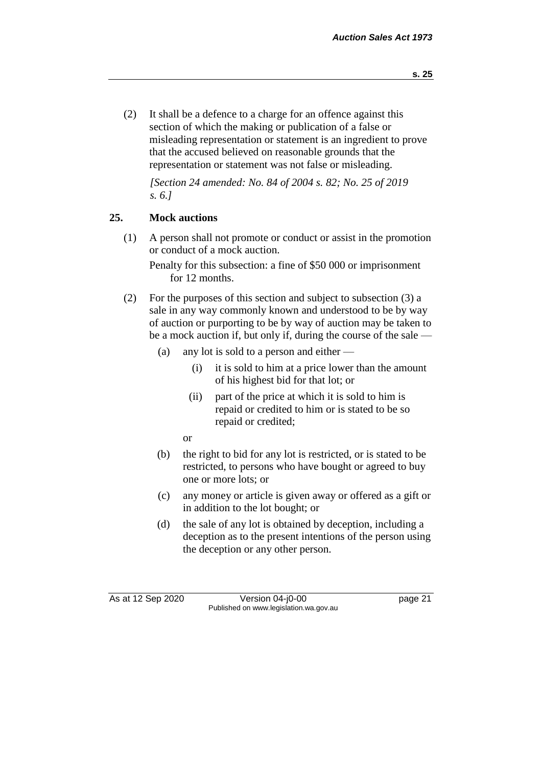(2) It shall be a defence to a charge for an offence against this section of which the making or publication of a false or misleading representation or statement is an ingredient to prove that the accused believed on reasonable grounds that the representation or statement was not false or misleading.

*[Section 24 amended: No. 84 of 2004 s. 82; No. 25 of 2019 s. 6.]*

## 25. Mock auctions

(1) A person shall not promote or conduct or assist in the promotion or conduct of a mock auction.

Penalty for this subsection: a fine of $50 000 or imprisonment for 12 months.

(2) For the purposes of this section and subject to subsection (3) a sale in any way commonly known and understood to be by way of auction or purporting to be by way of auction may be taken to be a mock auction if, but only if, during the course of the sale —

- (a) any lot is sold to a person and either —
  - (i) it is sold to him at a price lower than the amount of his highest bid for that lot; or
  - (ii) part of the price at which it is sold to him is repaid or credited to him or is stated to be so repaid or credited;

  or
- (b) the right to bid for any lot is restricted, or is stated to be restricted, to persons who have bought or agreed to buy one or more lots; or
- (c) any money or article is given away or offered as a gift or in addition to the lot bought; or
- (d) the sale of any lot is obtained by deception, including a deception as to the present intentions of the person using the deception or any other person.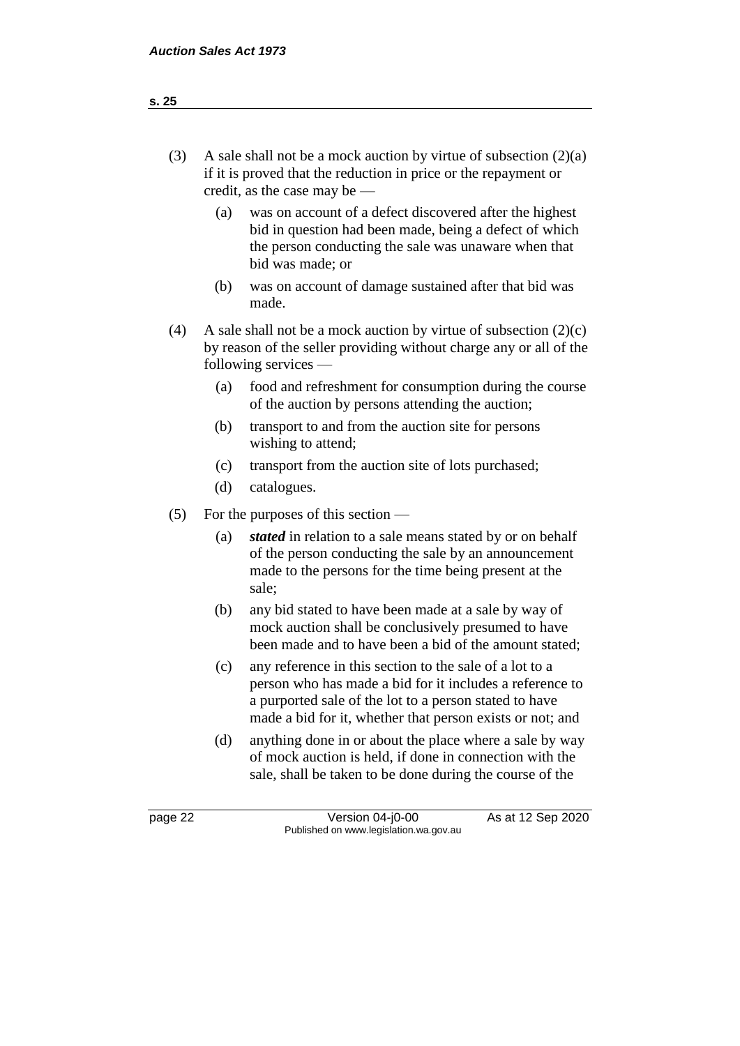(3) A sale shall not be a mock auction by virtue of subsection (2)(a) if it is proved that the reduction in price or the repayment or credit, as the case may be —

  (a) was on account of a defect discovered after the highest bid in question had been made, being a defect of which the person conducting the sale was unaware when that bid was made; or

  (b) was on account of damage sustained after that bid was made.

(4) A sale shall not be a mock auction by virtue of subsection (2)(c) by reason of the seller providing without charge any or all of the following services —

  (a) food and refreshment for consumption during the course of the auction by persons attending the auction;

  (b) transport to and from the auction site for persons wishing to attend;

  (c) transport from the auction site of lots purchased;

  (d) catalogues.

(5) For the purposes of this section —

  (a) ***stated*** in relation to a sale means stated by or on behalf of the person conducting the sale by an announcement made to the persons for the time being present at the sale;

  (b) any bid stated to have been made at a sale by way of mock auction shall be conclusively presumed to have been made and to have been a bid of the amount stated;

  (c) any reference in this section to the sale of a lot to a person who has made a bid for it includes a reference to a purported sale of the lot to a person stated to have made a bid for it, whether that person exists or not; and

  (d) anything done in or about the place where a sale by way of mock auction is held, if done in connection with the sale, shall be taken to be done during the course of the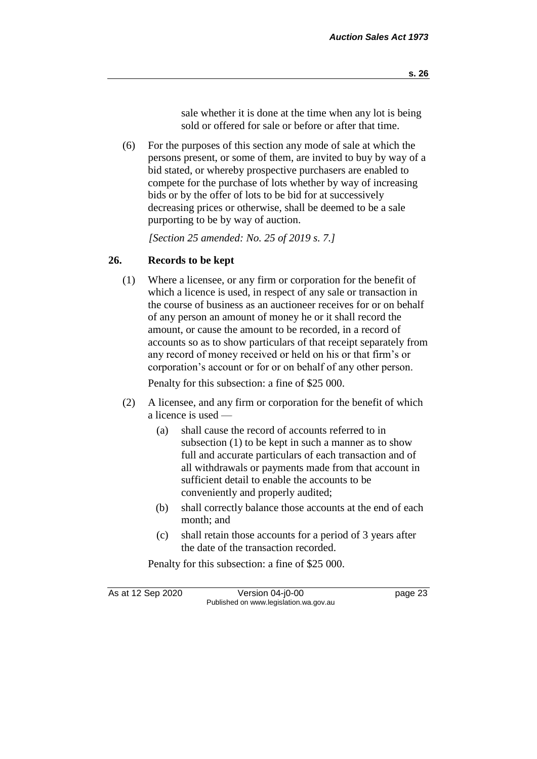sale whether it is done at the time when any lot is being sold or offered for sale or before or after that time.

(6) For the purposes of this section any mode of sale at which the persons present, or some of them, are invited to buy by way of a bid stated, or whereby prospective purchasers are enabled to compete for the purchase of lots whether by way of increasing bids or by the offer of lots to be bid for at successively decreasing prices or otherwise, shall be deemed to be a sale purporting to be by way of auction.

*[Section 25 amended: No. 25 of 2019 s. 7.]*

## 26. Records to be kept

(1) Where a licensee, or any firm or corporation for the benefit of which a licence is used, in respect of any sale or transaction in the course of business as an auctioneer receives for or on behalf of any person an amount of money he or it shall record the amount, or cause the amount to be recorded, in a record of accounts so as to show particulars of that receipt separately from any record of money received or held on his or that firm's or corporation's account or for or on behalf of any other person.

Penalty for this subsection: a fine of $25 000.

(2) A licensee, and any firm or corporation for the benefit of which a licence is used —

- (a) shall cause the record of accounts referred to in subsection (1) to be kept in such a manner as to show full and accurate particulars of each transaction and of all withdrawals or payments made from that account in sufficient detail to enable the accounts to be conveniently and properly audited;
- (b) shall correctly balance those accounts at the end of each month; and
- (c) shall retain those accounts for a period of 3 years after the date of the transaction recorded.

Penalty for this subsection: a fine of $25 000.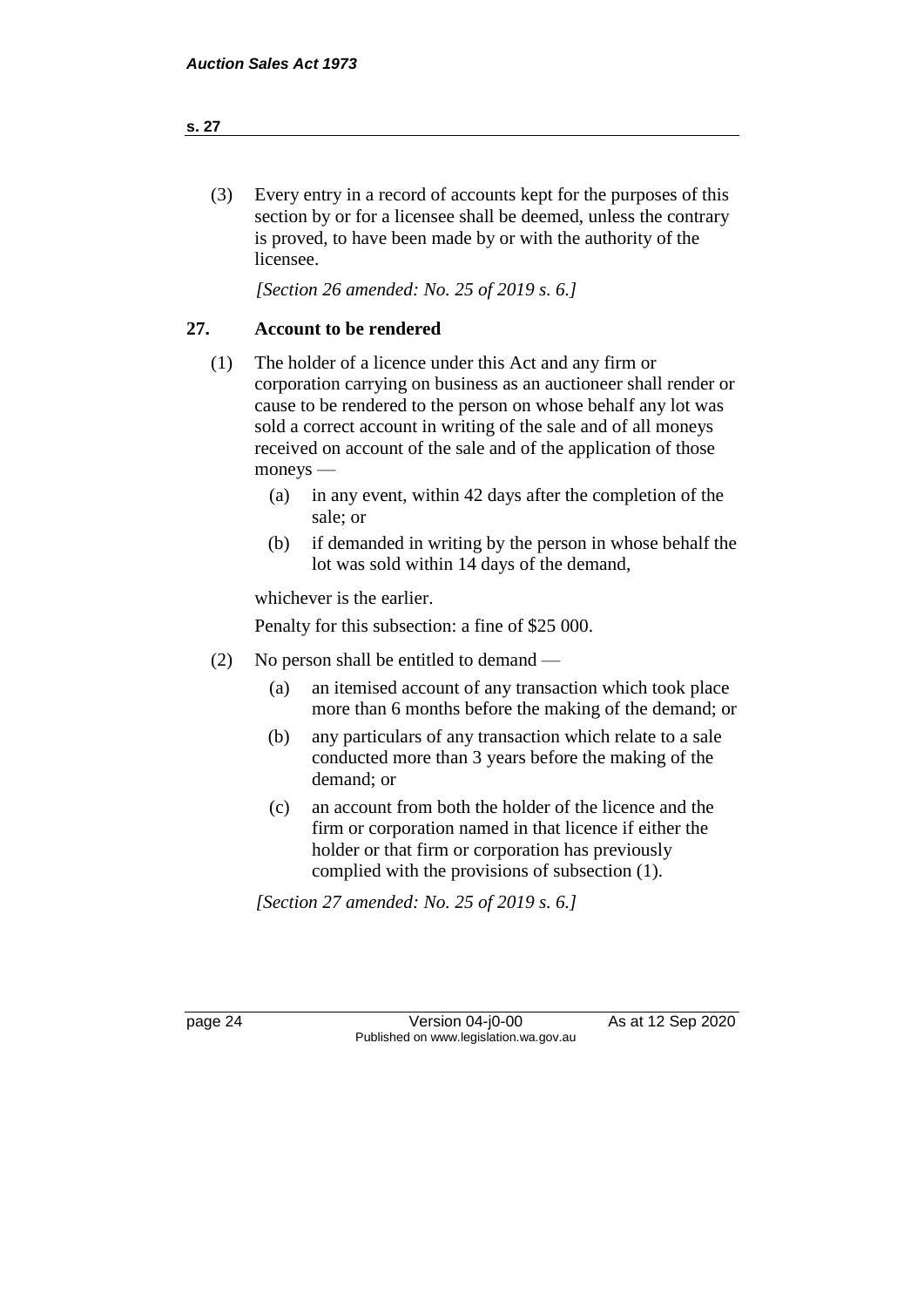(3) Every entry in a record of accounts kept for the purposes of this section by or for a licensee shall be deemed, unless the contrary is proved, to have been made by or with the authority of the licensee.

*[Section 26 amended: No. 25 of 2019 s. 6.]*

### 27. Account to be rendered

(1) The holder of a licence under this Act and any firm or corporation carrying on business as an auctioneer shall render or cause to be rendered to the person on whose behalf any lot was sold a correct account in writing of the sale and of all moneys received on account of the sale and of the application of those moneys —

- (a) in any event, within 42 days after the completion of the sale; or
- (b) if demanded in writing by the person in whose behalf the lot was sold within 14 days of the demand,

whichever is the earlier.

Penalty for this subsection: a fine of $25 000.

(2) No person shall be entitled to demand —

- (a) an itemised account of any transaction which took place more than 6 months before the making of the demand; or
- (b) any particulars of any transaction which relate to a sale conducted more than 3 years before the making of the demand; or
- (c) an account from both the holder of the licence and the firm or corporation named in that licence if either the holder or that firm or corporation has previously complied with the provisions of subsection (1).

*[Section 27 amended: No. 25 of 2019 s. 6.]*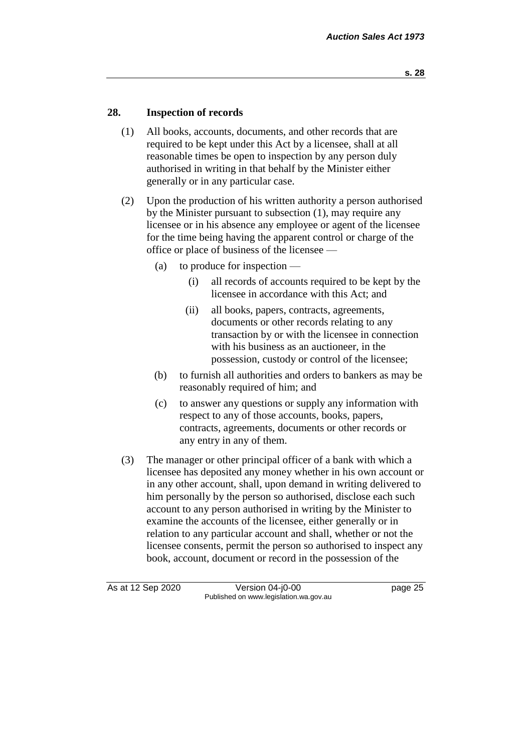## 28. Inspection of records

(1) All books, accounts, documents, and other records that are required to be kept under this Act by a licensee, shall at all reasonable times be open to inspection by any person duly authorised in writing in that behalf by the Minister either generally or in any particular case.

(2) Upon the production of his written authority a person authorised by the Minister pursuant to subsection (1), may require any licensee or in his absence any employee or agent of the licensee for the time being having the apparent control or charge of the office or place of business of the licensee —

- (a) to produce for inspection —
  - (i) all records of accounts required to be kept by the licensee in accordance with this Act; and
  - (ii) all books, papers, contracts, agreements, documents or other records relating to any transaction by or with the licensee in connection with his business as an auctioneer, in the possession, custody or control of the licensee;
- (b) to furnish all authorities and orders to bankers as may be reasonably required of him; and
- (c) to answer any questions or supply any information with respect to any of those accounts, books, papers, contracts, agreements, documents or other records or any entry in any of them.

(3) The manager or other principal officer of a bank with which a licensee has deposited any money whether in his own account or in any other account, shall, upon demand in writing delivered to him personally by the person so authorised, disclose each such account to any person authorised in writing by the Minister to examine the accounts of the licensee, either generally or in relation to any particular account and shall, whether or not the licensee consents, permit the person so authorised to inspect any book, account, document or record in the possession of the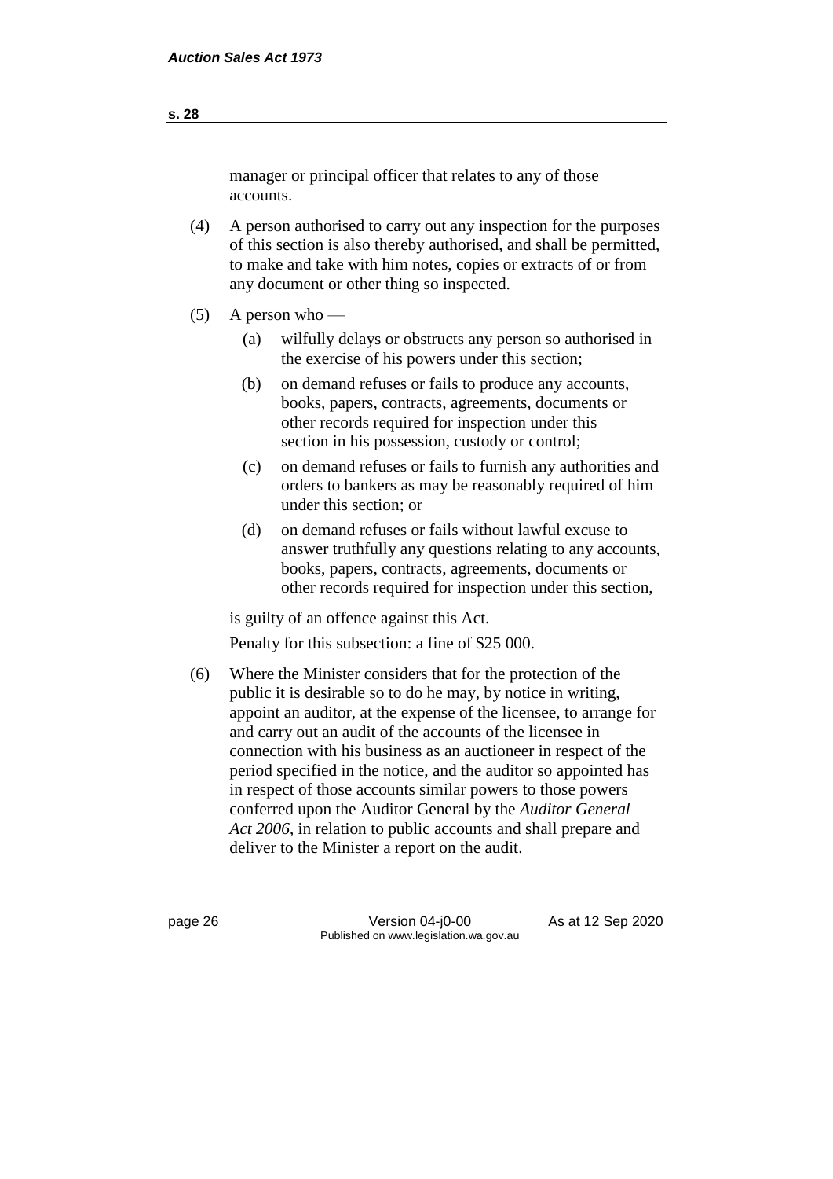manager or principal officer that relates to any of those accounts.

(4) A person authorised to carry out any inspection for the purposes of this section is also thereby authorised, and shall be permitted, to make and take with him notes, copies or extracts of or from any document or other thing so inspected.

(5) A person who —

(a) wilfully delays or obstructs any person so authorised in the exercise of his powers under this section;

(b) on demand refuses or fails to produce any accounts, books, papers, contracts, agreements, documents or other records required for inspection under this section in his possession, custody or control;

(c) on demand refuses or fails to furnish any authorities and orders to bankers as may be reasonably required of him under this section; or

(d) on demand refuses or fails without lawful excuse to answer truthfully any questions relating to any accounts, books, papers, contracts, agreements, documents or other records required for inspection under this section,

is guilty of an offence against this Act.

Penalty for this subsection: a fine of $25 000.

(6) Where the Minister considers that for the protection of the public it is desirable so to do he may, by notice in writing, appoint an auditor, at the expense of the licensee, to arrange for and carry out an audit of the accounts of the licensee in connection with his business as an auctioneer in respect of the period specified in the notice, and the auditor so appointed has in respect of those accounts similar powers to those powers conferred upon the Auditor General by the *Auditor General Act 2006*, in relation to public accounts and shall prepare and deliver to the Minister a report on the audit.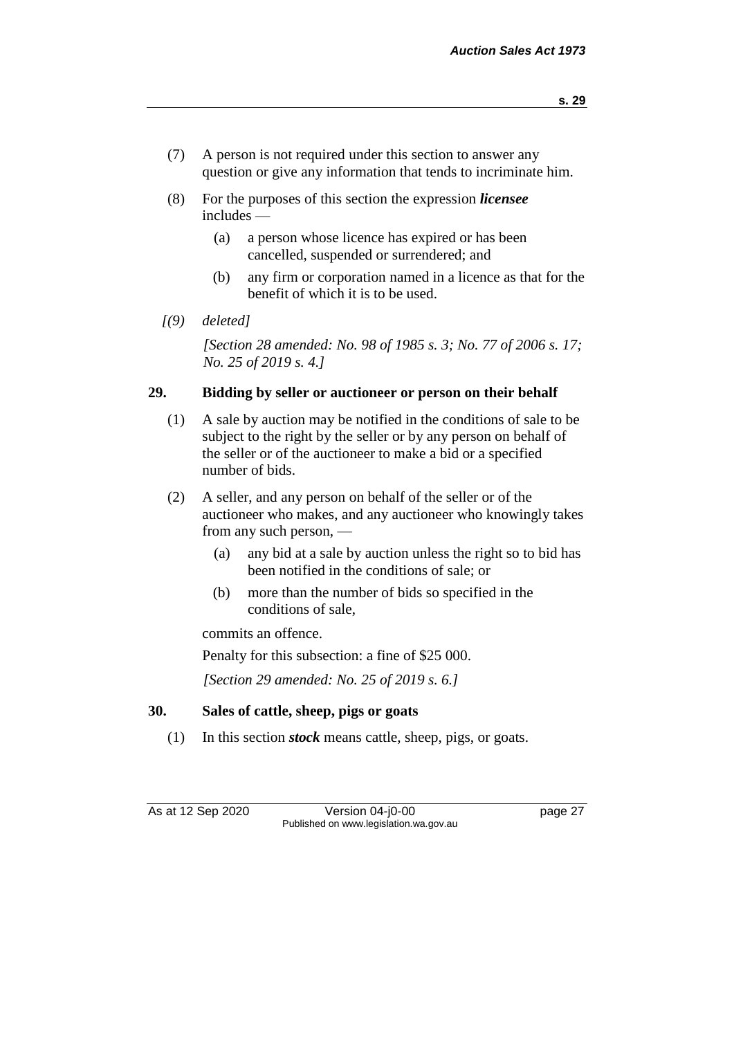(7) A person is not required under this section to answer any question or give any information that tends to incriminate him.

(8) For the purposes of this section the expression ***licensee*** includes —

(a) a person whose licence has expired or has been cancelled, suspended or surrendered; and

(b) any firm or corporation named in a licence as that for the benefit of which it is to be used.

*[(9) deleted]*

*[Section 28 amended: No. 98 of 1985 s. 3; No. 77 of 2006 s. 17; No. 25 of 2019 s. 4.]*

## 29. Bidding by seller or auctioneer or person on their behalf

(1) A sale by auction may be notified in the conditions of sale to be subject to the right by the seller or by any person on behalf of the seller or of the auctioneer to make a bid or a specified number of bids.

(2) A seller, and any person on behalf of the seller or of the auctioneer who makes, and any auctioneer who knowingly takes from any such person, —

(a) any bid at a sale by auction unless the right so to bid has been notified in the conditions of sale; or

(b) more than the number of bids so specified in the conditions of sale,

commits an offence.

Penalty for this subsection: a fine of $25 000.

*[Section 29 amended: No. 25 of 2019 s. 6.]*

## 30. Sales of cattle, sheep, pigs or goats

(1) In this section ***stock*** means cattle, sheep, pigs, or goats.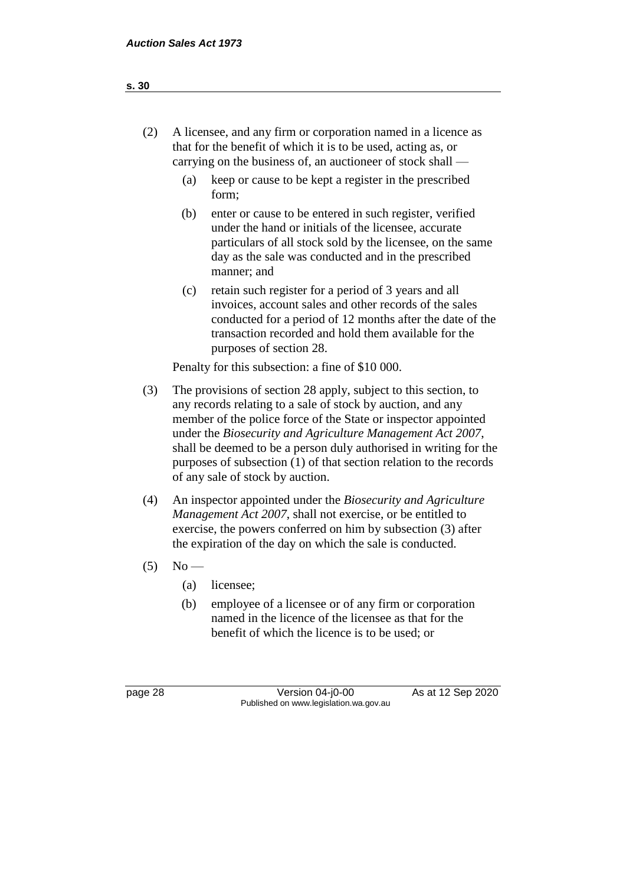(2) A licensee, and any firm or corporation named in a licence as that for the benefit of which it is to be used, acting as, or carrying on the business of, an auctioneer of stock shall —

(a) keep or cause to be kept a register in the prescribed form;

(b) enter or cause to be entered in such register, verified under the hand or initials of the licensee, accurate particulars of all stock sold by the licensee, on the same day as the sale was conducted and in the prescribed manner; and

(c) retain such register for a period of 3 years and all invoices, account sales and other records of the sales conducted for a period of 12 months after the date of the transaction recorded and hold them available for the purposes of section 28.

Penalty for this subsection: a fine of $10 000.

(3) The provisions of section 28 apply, subject to this section, to any records relating to a sale of stock by auction, and any member of the police force of the State or inspector appointed under the *Biosecurity and Agriculture Management Act 2007*, shall be deemed to be a person duly authorised in writing for the purposes of subsection (1) of that section relation to the records of any sale of stock by auction.

(4) An inspector appointed under the *Biosecurity and Agriculture Management Act 2007*, shall not exercise, or be entitled to exercise, the powers conferred on him by subsection (3) after the expiration of the day on which the sale is conducted.

(5) No —

(a) licensee;

(b) employee of a licensee or of any firm or corporation named in the licence of the licensee as that for the benefit of which the licence is to be used; or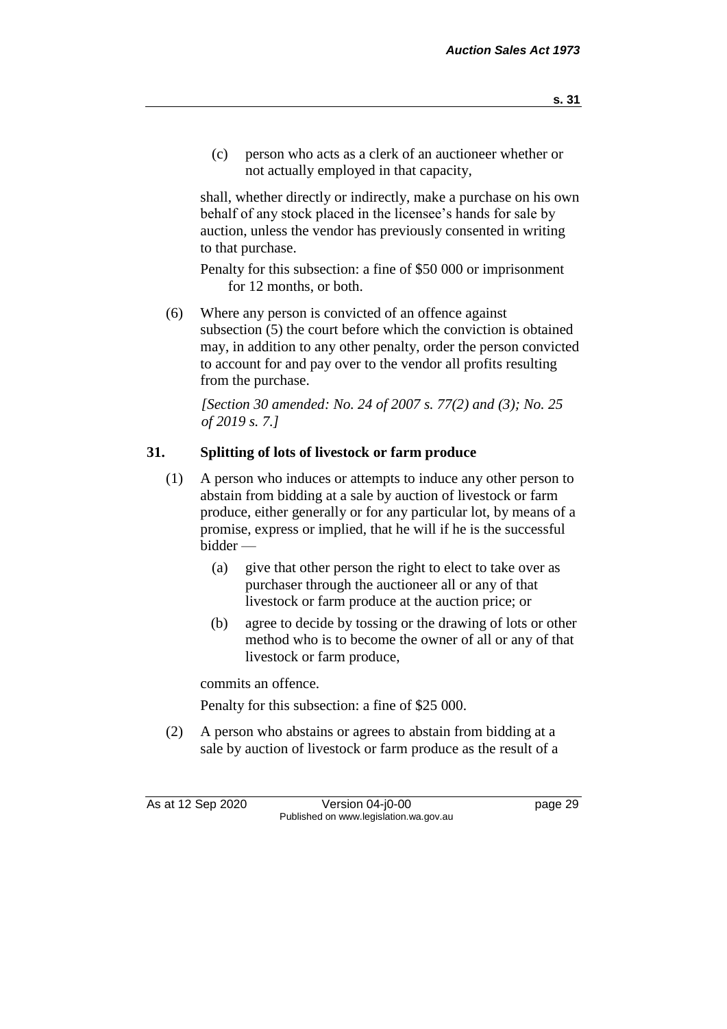(c) person who acts as a clerk of an auctioneer whether or not actually employed in that capacity,

shall, whether directly or indirectly, make a purchase on his own behalf of any stock placed in the licensee's hands for sale by auction, unless the vendor has previously consented in writing to that purchase.

Penalty for this subsection: a fine of $50 000 or imprisonment for 12 months, or both.

(6) Where any person is convicted of an offence against subsection (5) the court before which the conviction is obtained may, in addition to any other penalty, order the person convicted to account for and pay over to the vendor all profits resulting from the purchase.

*[Section 30 amended: No. 24 of 2007 s. 77(2) and (3); No. 25 of 2019 s. 7.]*

## 31. Splitting of lots of livestock or farm produce

(1) A person who induces or attempts to induce any other person to abstain from bidding at a sale by auction of livestock or farm produce, either generally or for any particular lot, by means of a promise, express or implied, that he will if he is the successful bidder —

(a) give that other person the right to elect to take over as purchaser through the auctioneer all or any of that livestock or farm produce at the auction price; or

(b) agree to decide by tossing or the drawing of lots or other method who is to become the owner of all or any of that livestock or farm produce,

commits an offence.

Penalty for this subsection: a fine of $25 000.

(2) A person who abstains or agrees to abstain from bidding at a sale by auction of livestock or farm produce as the result of a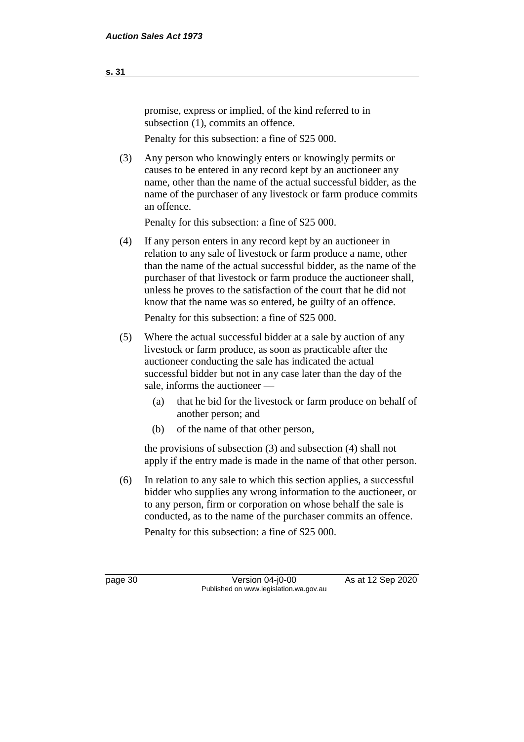promise, express or implied, of the kind referred to in subsection (1), commits an offence.

Penalty for this subsection: a fine of $25 000.

(3) Any person who knowingly enters or knowingly permits or causes to be entered in any record kept by an auctioneer any name, other than the name of the actual successful bidder, as the name of the purchaser of any livestock or farm produce commits an offence.

Penalty for this subsection: a fine of $25 000.

(4) If any person enters in any record kept by an auctioneer in relation to any sale of livestock or farm produce a name, other than the name of the actual successful bidder, as the name of the purchaser of that livestock or farm produce the auctioneer shall, unless he proves to the satisfaction of the court that he did not know that the name was so entered, be guilty of an offence.

Penalty for this subsection: a fine of $25 000.

(5) Where the actual successful bidder at a sale by auction of any livestock or farm produce, as soon as practicable after the auctioneer conducting the sale has indicated the actual successful bidder but not in any case later than the day of the sale, informs the auctioneer —

(a) that he bid for the livestock or farm produce on behalf of another person; and

(b) of the name of that other person,

the provisions of subsection (3) and subsection (4) shall not apply if the entry made is made in the name of that other person.

(6) In relation to any sale to which this section applies, a successful bidder who supplies any wrong information to the auctioneer, or to any person, firm or corporation on whose behalf the sale is conducted, as to the name of the purchaser commits an offence.

Penalty for this subsection: a fine of $25 000.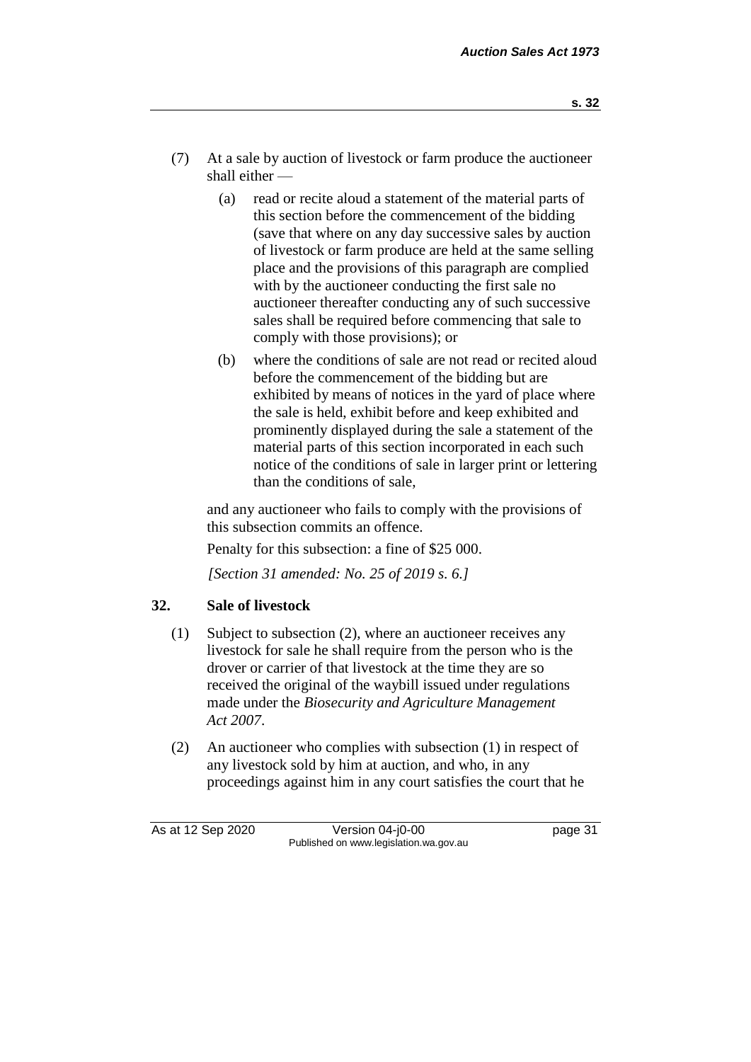(7) At a sale by auction of livestock or farm produce the auctioneer shall either —

(a) read or recite aloud a statement of the material parts of this section before the commencement of the bidding (save that where on any day successive sales by auction of livestock or farm produce are held at the same selling place and the provisions of this paragraph are complied with by the auctioneer conducting the first sale no auctioneer thereafter conducting any of such successive sales shall be required before commencing that sale to comply with those provisions); or

(b) where the conditions of sale are not read or recited aloud before the commencement of the bidding but are exhibited by means of notices in the yard of place where the sale is held, exhibit before and keep exhibited and prominently displayed during the sale a statement of the material parts of this section incorporated in each such notice of the conditions of sale in larger print or lettering than the conditions of sale,

and any auctioneer who fails to comply with the provisions of this subsection commits an offence.

Penalty for this subsection: a fine of $25 000.

*[Section 31 amended: No. 25 of 2019 s. 6.]*

## 32. Sale of livestock

(1) Subject to subsection (2), where an auctioneer receives any livestock for sale he shall require from the person who is the drover or carrier of that livestock at the time they are so received the original of the waybill issued under regulations made under the *Biosecurity and Agriculture Management Act 2007*.

(2) An auctioneer who complies with subsection (1) in respect of any livestock sold by him at auction, and who, in any proceedings against him in any court satisfies the court that he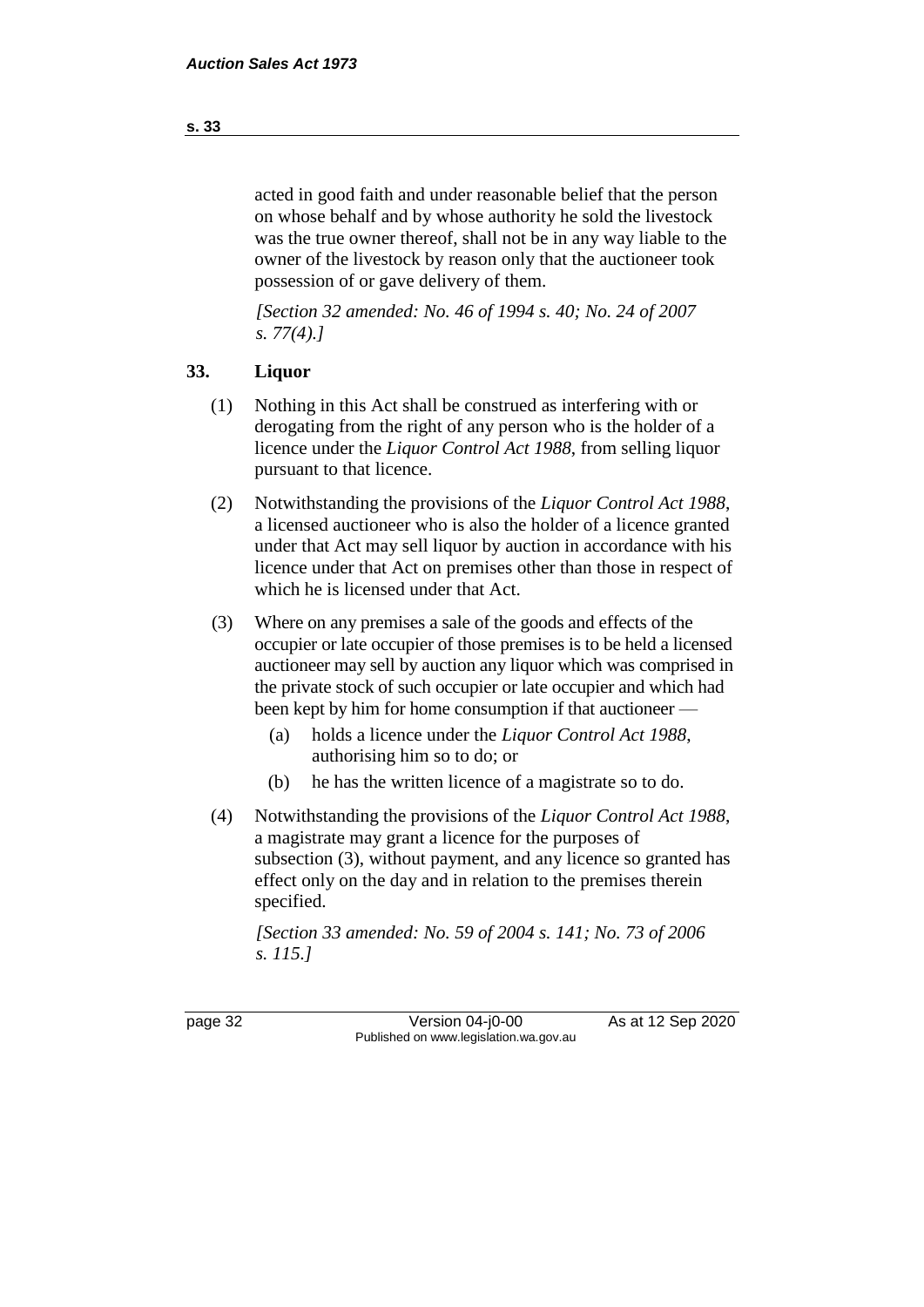acted in good faith and under reasonable belief that the person on whose behalf and by whose authority he sold the livestock was the true owner thereof, shall not be in any way liable to the owner of the livestock by reason only that the auctioneer took possession of or gave delivery of them.

*[Section 32 amended: No. 46 of 1994 s. 40; No. 24 of 2007 s. 77(4).]*

## 33. Liquor

(1) Nothing in this Act shall be construed as interfering with or derogating from the right of any person who is the holder of a licence under the *Liquor Control Act 1988*, from selling liquor pursuant to that licence.

(2) Notwithstanding the provisions of the *Liquor Control Act 1988*, a licensed auctioneer who is also the holder of a licence granted under that Act may sell liquor by auction in accordance with his licence under that Act on premises other than those in respect of which he is licensed under that Act.

(3) Where on any premises a sale of the goods and effects of the occupier or late occupier of those premises is to be held a licensed auctioneer may sell by auction any liquor which was comprised in the private stock of such occupier or late occupier and which had been kept by him for home consumption if that auctioneer —

- (a) holds a licence under the *Liquor Control Act 1988*, authorising him so to do; or
- (b) he has the written licence of a magistrate so to do.

(4) Notwithstanding the provisions of the *Liquor Control Act 1988*, a magistrate may grant a licence for the purposes of subsection (3), without payment, and any licence so granted has effect only on the day and in relation to the premises therein specified.

*[Section 33 amended: No. 59 of 2004 s. 141; No. 73 of 2006 s. 115.]*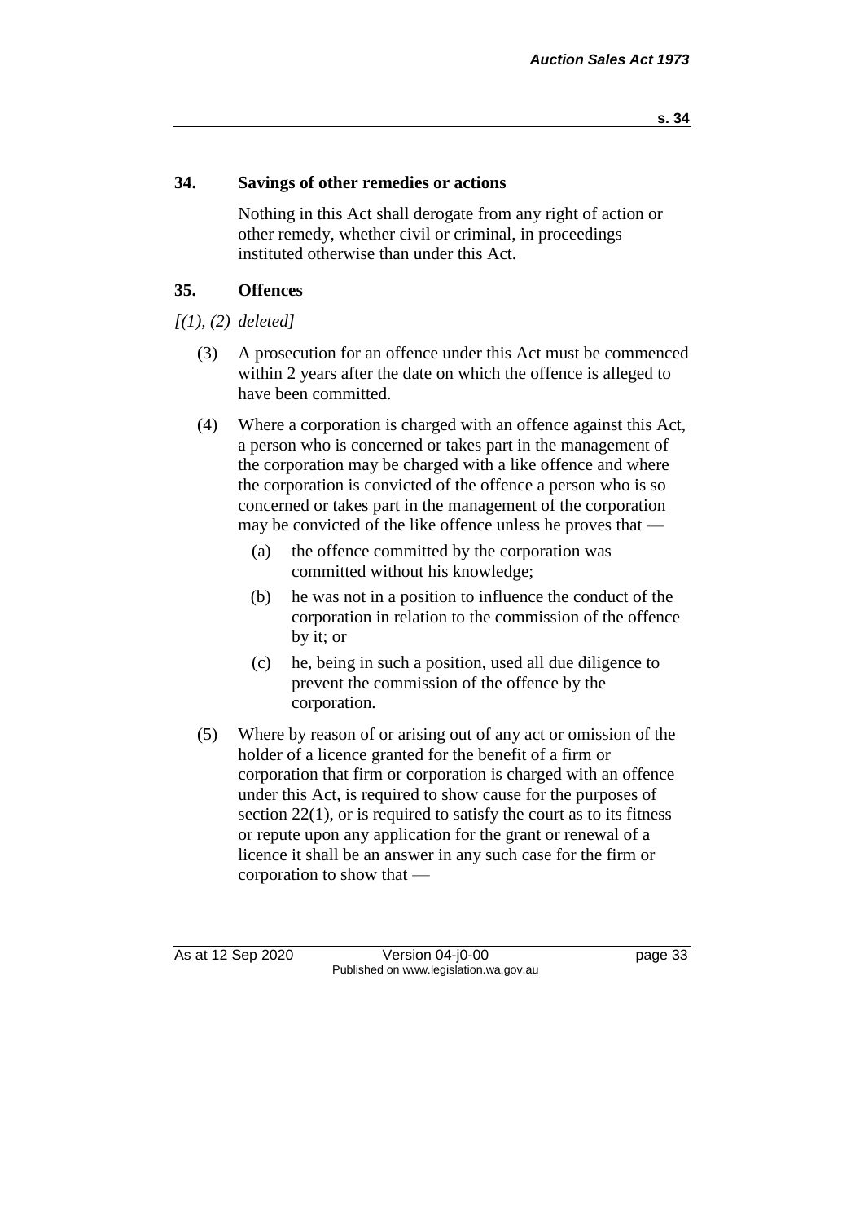## 34. Savings of other remedies or actions

Nothing in this Act shall derogate from any right of action or other remedy, whether civil or criminal, in proceedings instituted otherwise than under this Act.

## 35. Offences

*[(1), (2) deleted]*

(3) A prosecution for an offence under this Act must be commenced within 2 years after the date on which the offence is alleged to have been committed.

(4) Where a corporation is charged with an offence against this Act, a person who is concerned or takes part in the management of the corporation may be charged with a like offence and where the corporation is convicted of the offence a person who is so concerned or takes part in the management of the corporation may be convicted of the like offence unless he proves that —

- (a) the offence committed by the corporation was committed without his knowledge;
- (b) he was not in a position to influence the conduct of the corporation in relation to the commission of the offence by it; or
- (c) he, being in such a position, used all due diligence to prevent the commission of the offence by the corporation.

(5) Where by reason of or arising out of any act or omission of the holder of a licence granted for the benefit of a firm or corporation that firm or corporation is charged with an offence under this Act, is required to show cause for the purposes of section 22(1), or is required to satisfy the court as to its fitness or repute upon any application for the grant or renewal of a licence it shall be an answer in any such case for the firm or corporation to show that —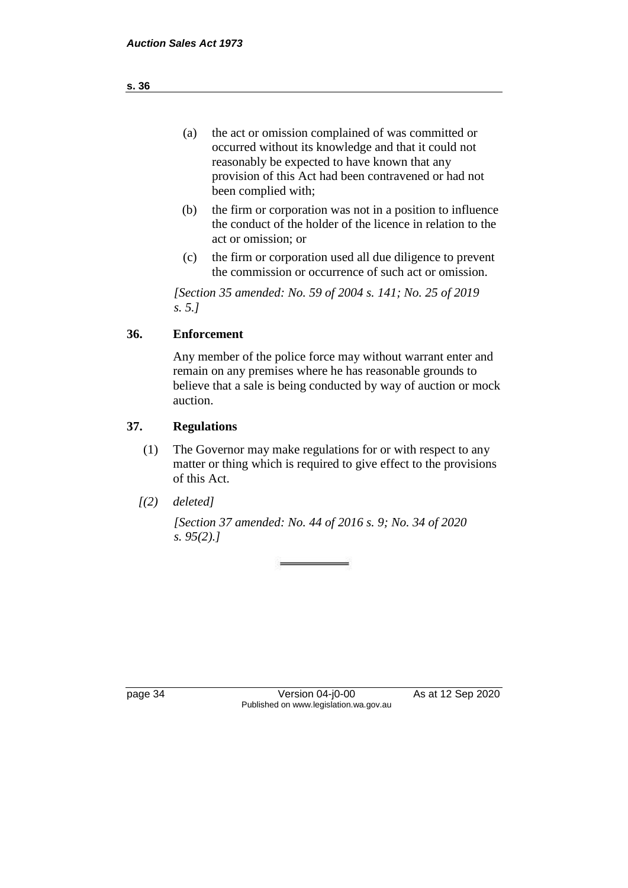(a) the act or omission complained of was committed or occurred without its knowledge and that it could not reasonably be expected to have known that any provision of this Act had been contravened or had not been complied with;

(b) the firm or corporation was not in a position to influence the conduct of the holder of the licence in relation to the act or omission; or

(c) the firm or corporation used all due diligence to prevent the commission or occurrence of such act or omission.

*[Section 35 amended: No. 59 of 2004 s. 141; No. 25 of 2019 s. 5.]*

## 36. Enforcement

Any member of the police force may without warrant enter and remain on any premises where he has reasonable grounds to believe that a sale is being conducted by way of auction or mock auction.

## 37. Regulations

(1) The Governor may make regulations for or with respect to any matter or thing which is required to give effect to the provisions of this Act.

*[(2) deleted]*

*[Section 37 amended: No. 44 of 2016 s. 9; No. 34 of 2020 s. 95(2).]*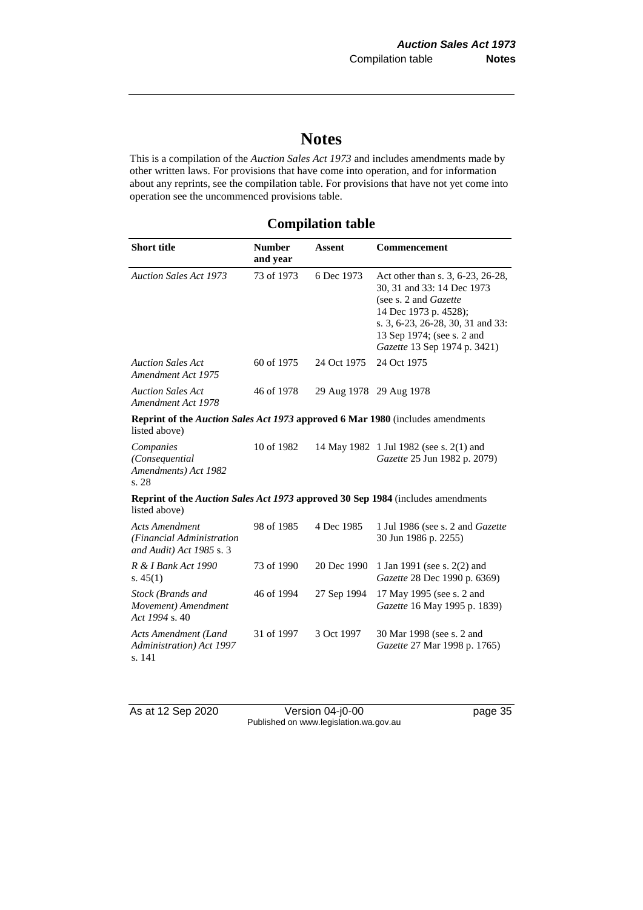# Notes

This is a compilation of the *Auction Sales Act 1973* and includes amendments made by other written laws. For provisions that have come into operation, and for information about any reprints, see the compilation table. For provisions that have not yet come into operation see the uncommenced provisions table.

## Compilation table

| Short title | Number and year | Assent | Commencement |
|---|---|---|---|
| *Auction Sales Act 1973* | 73 of 1973 | 6 Dec 1973 | Act other than s. 3, 6-23, 26-28, 30, 31 and 33: 14 Dec 1973 (see s. 2 and *Gazette* 14 Dec 1973 p. 4528); s. 3, 6-23, 26-28, 30, 31 and 33: 13 Sep 1974; (see s. 2 and *Gazette* 13 Sep 1974 p. 3421) |
| *Auction Sales Act Amendment Act 1975* | 60 of 1975 | 24 Oct 1975 | 24 Oct 1975 |
| *Auction Sales Act Amendment Act 1978* | 46 of 1978 | 29 Aug 1978 | 29 Aug 1978 |
| **Reprint of the *Auction Sales Act 1973* approved 6 Mar 1980** (includes amendments listed above) | | | |
| *Companies (Consequential Amendments) Act 1982* s. 28 | 10 of 1982 | 14 May 1982 | 1 Jul 1982 (see s. 2(1) and *Gazette* 25 Jun 1982 p. 2079) |
| **Reprint of the *Auction Sales Act 1973* approved 30 Sep 1984** (includes amendments listed above) | | | |
| *Acts Amendment (Financial Administration and Audit) Act 1985* s. 3 | 98 of 1985 | 4 Dec 1985 | 1 Jul 1986 (see s. 2 and *Gazette* 30 Jun 1986 p. 2255) |
| *R & I Bank Act 1990* s. 45(1) | 73 of 1990 | 20 Dec 1990 | 1 Jan 1991 (see s. 2(2) and *Gazette* 28 Dec 1990 p. 6369) |
| *Stock (Brands and Movement) Amendment Act 1994* s. 40 | 46 of 1994 | 27 Sep 1994 | 17 May 1995 (see s. 2 and *Gazette* 16 May 1995 p. 1839) |
| *Acts Amendment (Land Administration) Act 1997* s. 141 | 31 of 1997 | 3 Oct 1997 | 30 Mar 1998 (see s. 2 and *Gazette* 27 Mar 1998 p. 1765) |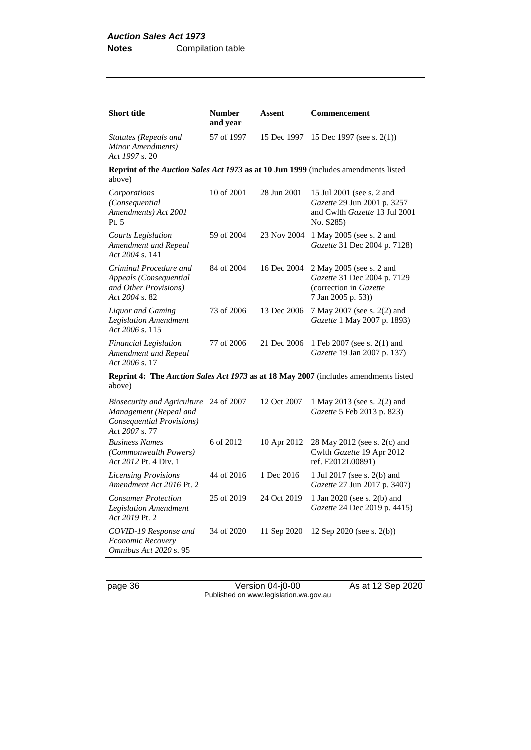| Short title | Number and year | Assent | Commencement |
|---|---|---|---|
| *Statutes (Repeals and Minor Amendments) Act 1997* s. 20 | 57 of 1997 | 15 Dec 1997 | 15 Dec 1997 (see s. 2(1)) |
| **Reprint of the *Auction Sales Act 1973* as at 10 Jun 1999** (includes amendments listed above) | | | |
| *Corporations (Consequential Amendments) Act 2001* Pt. 5 | 10 of 2001 | 28 Jun 2001 | 15 Jul 2001 (see s. 2 and *Gazette* 29 Jun 2001 p. 3257 and Cwlth *Gazette* 13 Jul 2001 No. S285) |
| *Courts Legislation Amendment and Repeal Act 2004* s. 141 | 59 of 2004 | 23 Nov 2004 | 1 May 2005 (see s. 2 and *Gazette* 31 Dec 2004 p. 7128) |
| *Criminal Procedure and Appeals (Consequential and Other Provisions) Act 2004* s. 82 | 84 of 2004 | 16 Dec 2004 | 2 May 2005 (see s. 2 and *Gazette* 31 Dec 2004 p. 7129 (correction in *Gazette* 7 Jan 2005 p. 53)) |
| *Liquor and Gaming Legislation Amendment Act 2006* s. 115 | 73 of 2006 | 13 Dec 2006 | 7 May 2007 (see s. 2(2) and *Gazette* 1 May 2007 p. 1893) |
| *Financial Legislation Amendment and Repeal Act 2006* s. 17 | 77 of 2006 | 21 Dec 2006 | 1 Feb 2007 (see s. 2(1) and *Gazette* 19 Jan 2007 p. 137) |
| **Reprint 4: The *Auction Sales Act 1973* as at 18 May 2007** (includes amendments listed above) | | | |
| *Biosecurity and Agriculture Management (Repeal and Consequential Provisions) Act 2007* s. 77 | 24 of 2007 | 12 Oct 2007 | 1 May 2013 (see s. 2(2) and *Gazette* 5 Feb 2013 p. 823) |
| *Business Names (Commonwealth Powers) Act 2012* Pt. 4 Div. 1 | 6 of 2012 | 10 Apr 2012 | 28 May 2012 (see s. 2(c) and Cwlth *Gazette* 19 Apr 2012 ref. F2012L00891) |
| *Licensing Provisions Amendment Act 2016* Pt. 2 | 44 of 2016 | 1 Dec 2016 | 1 Jul 2017 (see s. 2(b) and *Gazette* 27 Jun 2017 p. 3407) |
| *Consumer Protection Legislation Amendment Act 2019* Pt. 2 | 25 of 2019 | 24 Oct 2019 | 1 Jan 2020 (see s. 2(b) and *Gazette* 24 Dec 2019 p. 4415) |
| *COVID-19 Response and Economic Recovery Omnibus Act 2020* s. 95 | 34 of 2020 | 11 Sep 2020 | 12 Sep 2020 (see s. 2(b)) |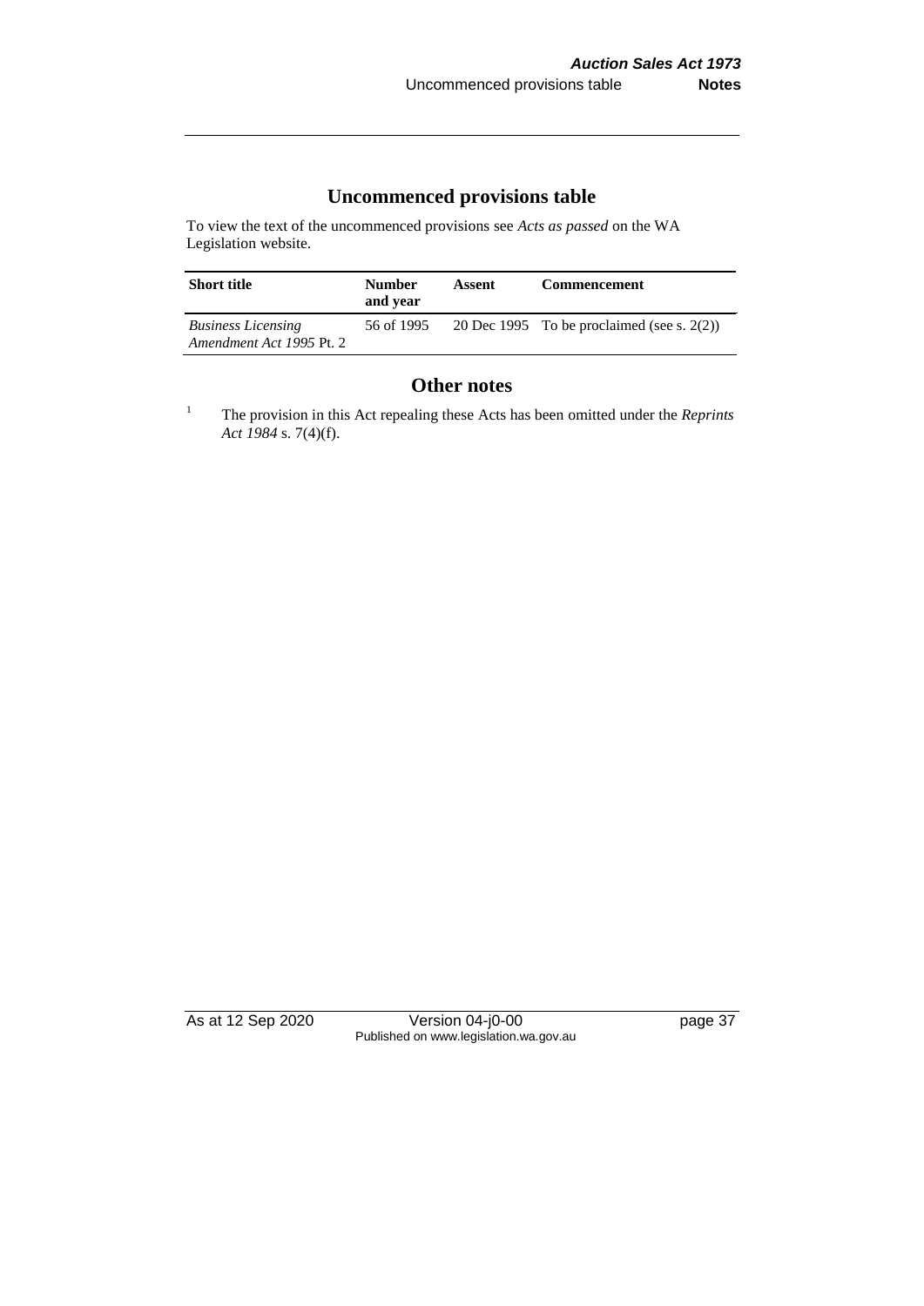## Uncommenced provisions table

To view the text of the uncommenced provisions see *Acts as passed* on the WA Legislation website.

| Short title | Number and year | Assent | Commencement |
|---|---|---|---|
| *Business Licensing Amendment Act 1995* Pt. 2 | 56 of 1995 | 20 Dec 1995 | To be proclaimed (see s. 2(2)) |

## Other notes

[1] The provision in this Act repealing these Acts has been omitted under the *Reprints Act 1984* s. 7(4)(f).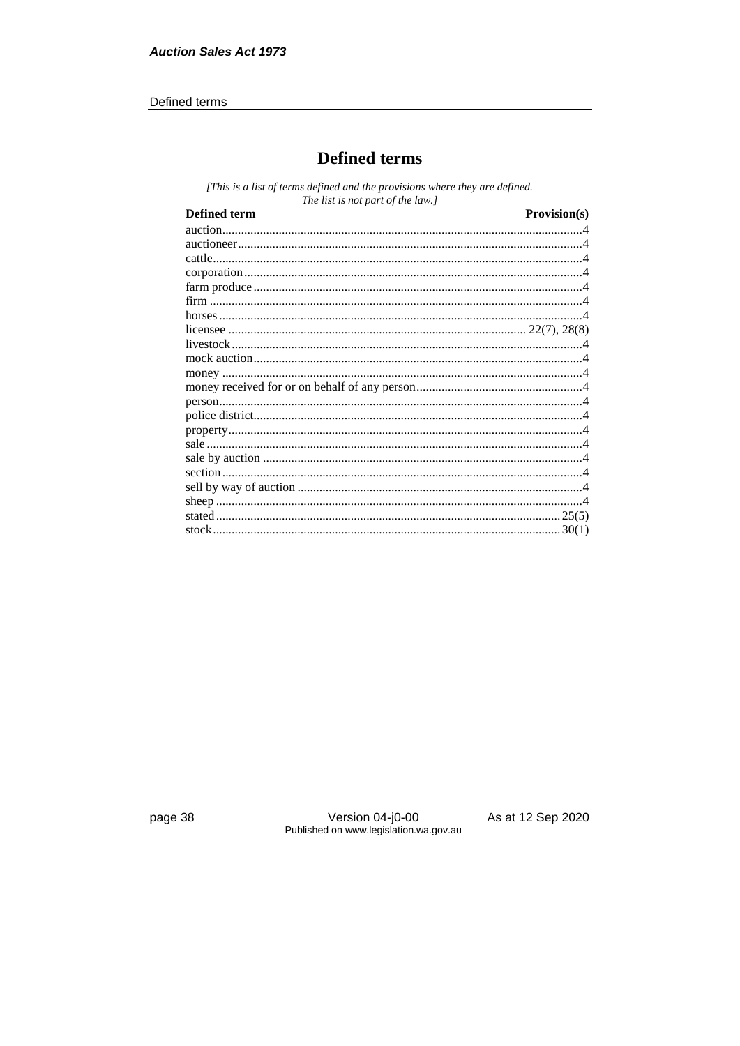# Defined terms

*[This is a list of terms defined and the provisions where they are defined. The list is not part of the law.]*

| Defined term | Provision(s) |
|---|---|
| auction | 4 |
| auctioneer | 4 |
| cattle | 4 |
| corporation | 4 |
| farm produce | 4 |
| firm | 4 |
| horses | 4 |
| licensee | 22(7), 28(8) |
| livestock | 4 |
| mock auction | 4 |
| money | 4 |
| money received for or on behalf of any person | 4 |
| person | 4 |
| police district | 4 |
| property | 4 |
| sale | 4 |
| sale by auction | 4 |
| section | 4 |
| sell by way of auction | 4 |
| sheep | 4 |
| stated | 25(5) |
| stock | 30(1) |